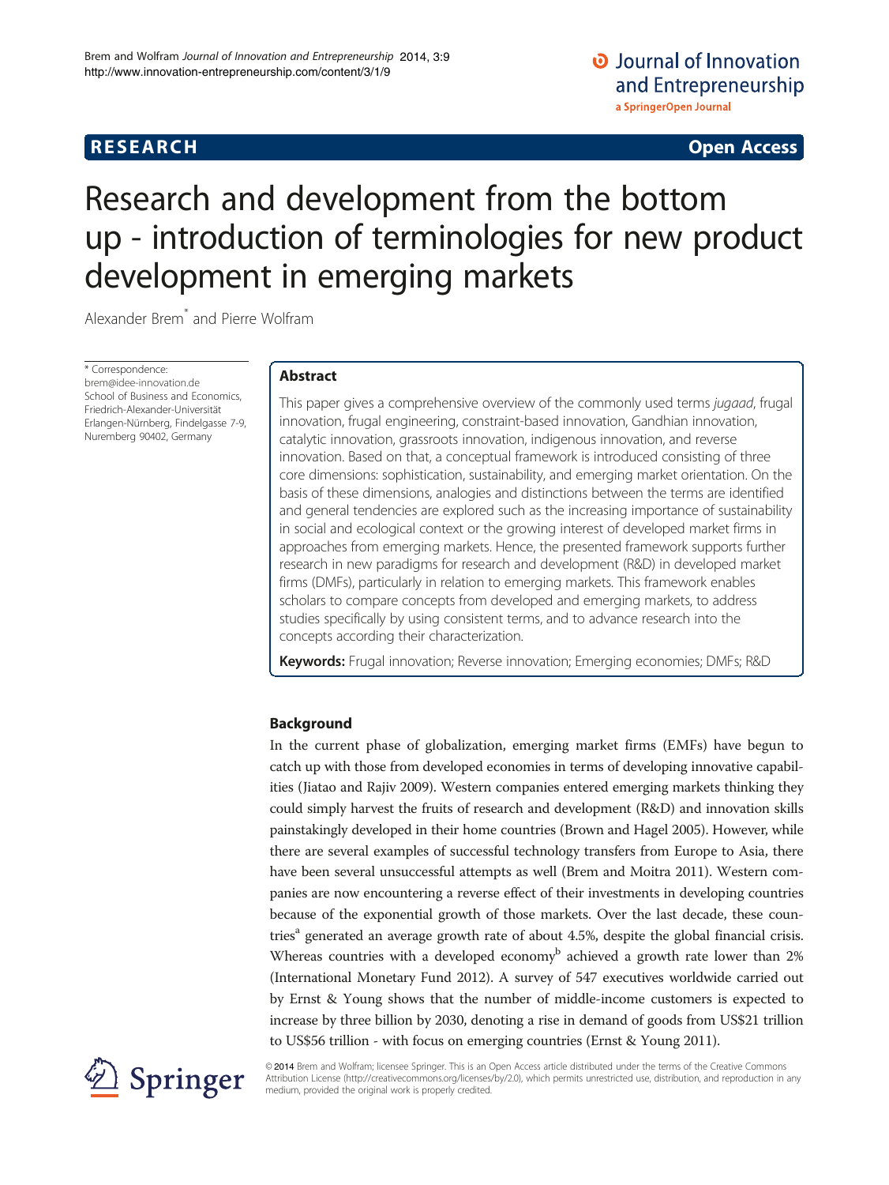RESEARCH Open Access

# Research and development from the bottom up - introduction of terminologies for new product development in emerging markets

Alexander Brem[*] and Pierre Wolfram

* Correspondence: brem@idee-innovation.de
School of Business and Economics, Friedrich-Alexander-Universität Erlangen-Nürnberg, Findelgasse 7-9, Nuremberg 90402, Germany

## Abstract

This paper gives a comprehensive overview of the commonly used terms *jugaad*, frugal innovation, frugal engineering, constraint-based innovation, Gandhian innovation, catalytic innovation, grassroots innovation, indigenous innovation, and reverse innovation. Based on that, a conceptual framework is introduced consisting of three core dimensions: sophistication, sustainability, and emerging market orientation. On the basis of these dimensions, analogies and distinctions between the terms are identified and general tendencies are explored such as the increasing importance of sustainability in social and ecological context or the growing interest of developed market firms in approaches from emerging markets. Hence, the presented framework supports further research in new paradigms for research and development (R&D) in developed market firms (DMFs), particularly in relation to emerging markets. This framework enables scholars to compare concepts from developed and emerging markets, to address studies specifically by using consistent terms, and to advance research into the concepts according their characterization.

**Keywords:** Frugal innovation; Reverse innovation; Emerging economies; DMFs; R&D

## Background

In the current phase of globalization, emerging market firms (EMFs) have begun to catch up with those from developed economies in terms of developing innovative capabilities (Jiatao and Rajiv 2009). Western companies entered emerging markets thinking they could simply harvest the fruits of research and development (R&D) and innovation skills painstakingly developed in their home countries (Brown and Hagel 2005). However, while there are several examples of successful technology transfers from Europe to Asia, there have been several unsuccessful attempts as well (Brem and Moitra 2011). Western companies are now encountering a reverse effect of their investments in developing countries because of the exponential growth of those markets. Over the last decade, these countries[a] generated an average growth rate of about 4.5%, despite the global financial crisis. Whereas countries with a developed economy[b] achieved a growth rate lower than 2% (International Monetary Fund 2012). A survey of 547 executives worldwide carried out by Ernst & Young shows that the number of middle-income customers is expected to increase by three billion by 2030, denoting a rise in demand of goods from US$21 trillion to US$56 trillion - with focus on emerging countries (Ernst & Young 2011).

© 2014 Brem and Wolfram; licensee Springer. This is an Open Access article distributed under the terms of the Creative Commons Attribution License (http://creativecommons.org/licenses/by/2.0), which permits unrestricted use, distribution, and reproduction in any medium, provided the original work is properly credited.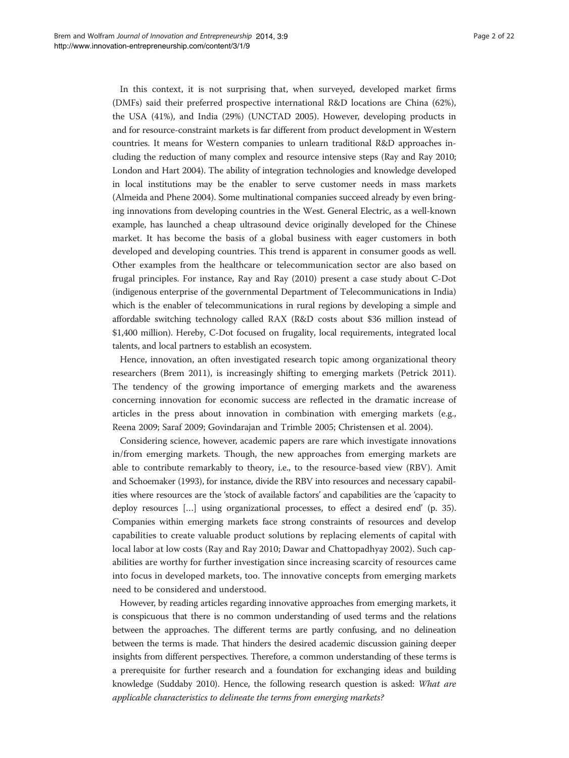In this context, it is not surprising that, when surveyed, developed market firms (DMFs) said their preferred prospective international R&D locations are China (62%), the USA (41%), and India (29%) (UNCTAD 2005). However, developing products in and for resource-constraint markets is far different from product development in Western countries. It means for Western companies to unlearn traditional R&D approaches including the reduction of many complex and resource intensive steps (Ray and Ray 2010; London and Hart 2004). The ability of integration technologies and knowledge developed in local institutions may be the enabler to serve customer needs in mass markets (Almeida and Phene 2004). Some multinational companies succeed already by even bringing innovations from developing countries in the West. General Electric, as a well-known example, has launched a cheap ultrasound device originally developed for the Chinese market. It has become the basis of a global business with eager customers in both developed and developing countries. This trend is apparent in consumer goods as well. Other examples from the healthcare or telecommunication sector are also based on frugal principles. For instance, Ray and Ray (2010) present a case study about C-Dot (indigenous enterprise of the governmental Department of Telecommunications in India) which is the enabler of telecommunications in rural regions by developing a simple and affordable switching technology called RAX (R&D costs about $36 million instead of $1,400 million). Hereby, C-Dot focused on frugality, local requirements, integrated local talents, and local partners to establish an ecosystem.

Hence, innovation, an often investigated research topic among organizational theory researchers (Brem 2011), is increasingly shifting to emerging markets (Petrick 2011). The tendency of the growing importance of emerging markets and the awareness concerning innovation for economic success are reflected in the dramatic increase of articles in the press about innovation in combination with emerging markets (e.g., Reena 2009; Saraf 2009; Govindarajan and Trimble 2005; Christensen et al. 2004).

Considering science, however, academic papers are rare which investigate innovations in/from emerging markets. Though, the new approaches from emerging markets are able to contribute remarkably to theory, i.e., to the resource-based view (RBV). Amit and Schoemaker (1993), for instance, divide the RBV into resources and necessary capabilities where resources are the 'stock of available factors' and capabilities are the 'capacity to deploy resources […] using organizational processes, to effect a desired end' (p. 35). Companies within emerging markets face strong constraints of resources and develop capabilities to create valuable product solutions by replacing elements of capital with local labor at low costs (Ray and Ray 2010; Dawar and Chattopadhyay 2002). Such capabilities are worthy for further investigation since increasing scarcity of resources came into focus in developed markets, too. The innovative concepts from emerging markets need to be considered and understood.

However, by reading articles regarding innovative approaches from emerging markets, it is conspicuous that there is no common understanding of used terms and the relations between the approaches. The different terms are partly confusing, and no delineation between the terms is made. That hinders the desired academic discussion gaining deeper insights from different perspectives. Therefore, a common understanding of these terms is a prerequisite for further research and a foundation for exchanging ideas and building knowledge (Suddaby 2010). Hence, the following research question is asked: *What are applicable characteristics to delineate the terms from emerging markets?*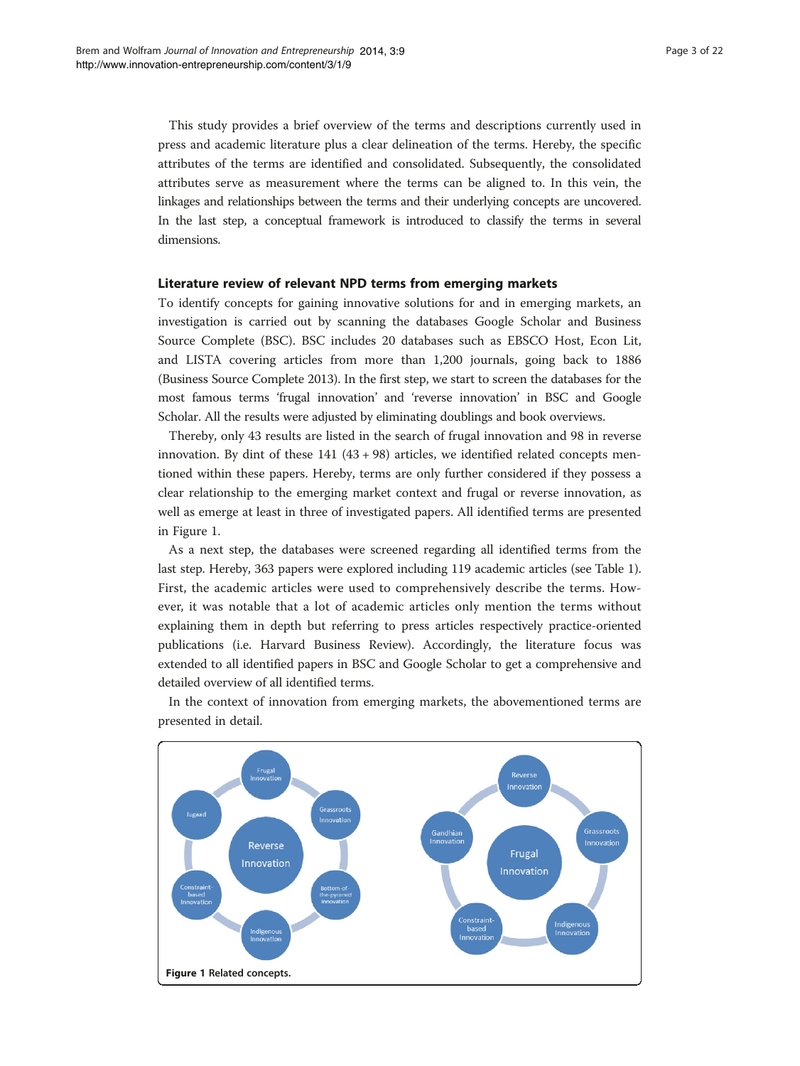This study provides a brief overview of the terms and descriptions currently used in press and academic literature plus a clear delineation of the terms. Hereby, the specific attributes of the terms are identified and consolidated. Subsequently, the consolidated attributes serve as measurement where the terms can be aligned to. In this vein, the linkages and relationships between the terms and their underlying concepts are uncovered. In the last step, a conceptual framework is introduced to classify the terms in several dimensions.

## Literature review of relevant NPD terms from emerging markets

To identify concepts for gaining innovative solutions for and in emerging markets, an investigation is carried out by scanning the databases Google Scholar and Business Source Complete (BSC). BSC includes 20 databases such as EBSCO Host, Econ Lit, and LISTA covering articles from more than 1,200 journals, going back to 1886 (Business Source Complete 2013). In the first step, we start to screen the databases for the most famous terms 'frugal innovation' and 'reverse innovation' in BSC and Google Scholar. All the results were adjusted by eliminating doublings and book overviews.

Thereby, only 43 results are listed in the search of frugal innovation and 98 in reverse innovation. By dint of these 141 (43 + 98) articles, we identified related concepts mentioned within these papers. Hereby, terms are only further considered if they possess a clear relationship to the emerging market context and frugal or reverse innovation, as well as emerge at least in three of investigated papers. All identified terms are presented in Figure 1.

As a next step, the databases were screened regarding all identified terms from the last step. Hereby, 363 papers were explored including 119 academic articles (see Table 1). First, the academic articles were used to comprehensively describe the terms. However, it was notable that a lot of academic articles only mention the terms without explaining them in depth but referring to press articles respectively practice-oriented publications (i.e. Harvard Business Review). Accordingly, the literature focus was extended to all identified papers in BSC and Google Scholar to get a comprehensive and detailed overview of all identified terms.

In the context of innovation from emerging markets, the abovementioned terms are presented in detail.

**Figure 1** Related concepts.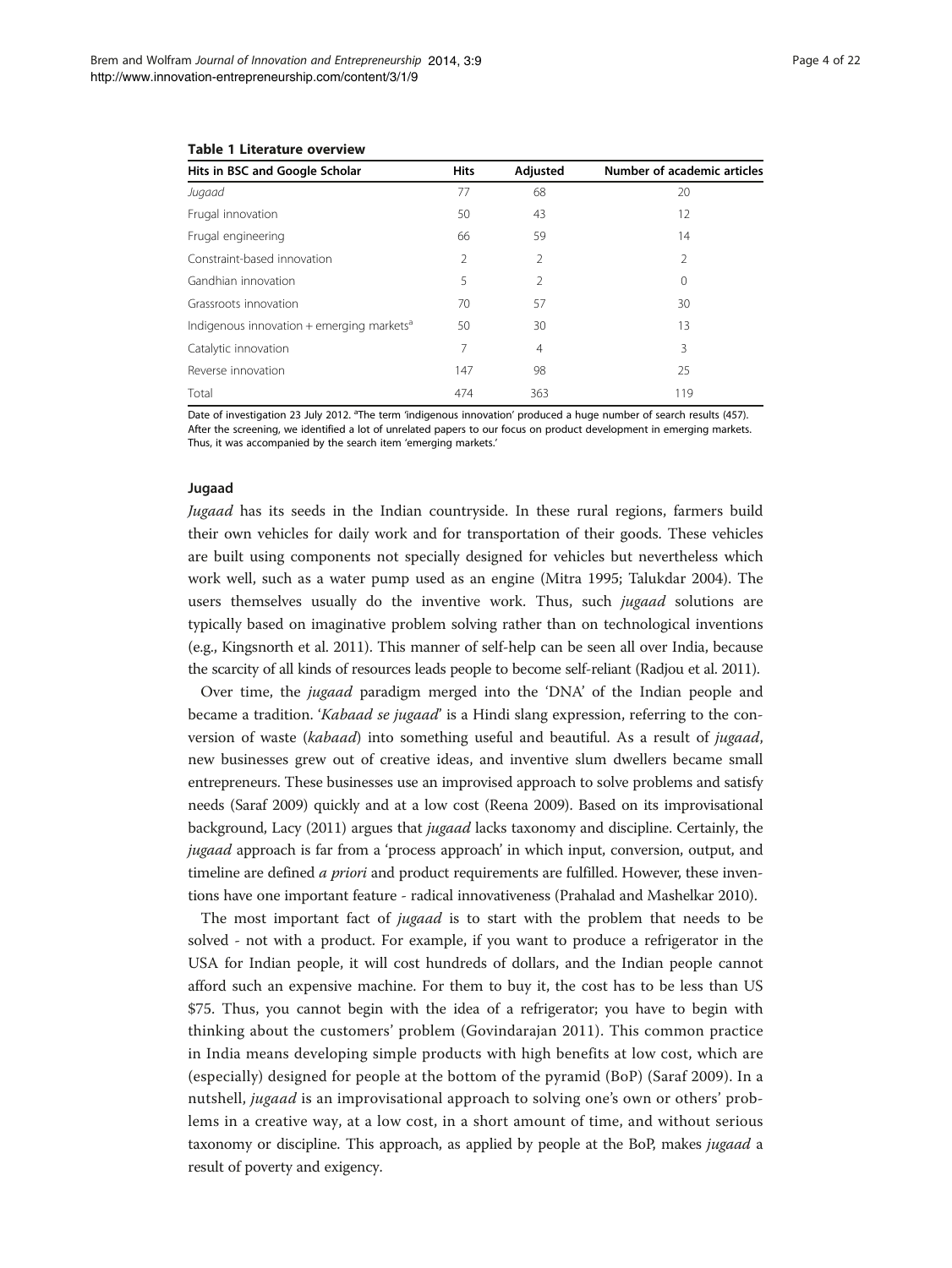**Table 1 Literature overview**

| Hits in BSC and Google Scholar | Hits | Adjusted | Number of academic articles |
|---|---|---|---|
| *Jugaad* | 77 | 68 | 20 |
| Frugal innovation | 50 | 43 | 12 |
| Frugal engineering | 66 | 59 | 14 |
| Constraint-based innovation | 2 | 2 | 2 |
| Gandhian innovation | 5 | 2 | 0 |
| Grassroots innovation | 70 | 57 | 30 |
| Indigenous innovation + emerging markets[a] | 50 | 30 | 13 |
| Catalytic innovation | 7 | 4 | 3 |
| Reverse innovation | 147 | 98 | 25 |
| Total | 474 | 363 | 119 |

Date of investigation 23 July 2012. [a]The term 'indigenous innovation' produced a huge number of search results (457). After the screening, we identified a lot of unrelated papers to our focus on product development in emerging markets. Thus, it was accompanied by the search item 'emerging markets.'

### Jugaad

*Jugaad* has its seeds in the Indian countryside. In these rural regions, farmers build their own vehicles for daily work and for transportation of their goods. These vehicles are built using components not specially designed for vehicles but nevertheless which work well, such as a water pump used as an engine (Mitra 1995; Talukdar 2004). The users themselves usually do the inventive work. Thus, such *jugaad* solutions are typically based on imaginative problem solving rather than on technological inventions (e.g., Kingsnorth et al. 2011). This manner of self-help can be seen all over India, because the scarcity of all kinds of resources leads people to become self-reliant (Radjou et al. 2011).

Over time, the *jugaad* paradigm merged into the 'DNA' of the Indian people and became a tradition. '*Kabaad se jugaad*' is a Hindi slang expression, referring to the conversion of waste (*kabaad*) into something useful and beautiful. As a result of *jugaad*, new businesses grew out of creative ideas, and inventive slum dwellers became small entrepreneurs. These businesses use an improvised approach to solve problems and satisfy needs (Saraf 2009) quickly and at a low cost (Reena 2009). Based on its improvisational background, Lacy (2011) argues that *jugaad* lacks taxonomy and discipline. Certainly, the *jugaad* approach is far from a 'process approach' in which input, conversion, output, and timeline are defined *a priori* and product requirements are fulfilled. However, these inventions have one important feature - radical innovativeness (Prahalad and Mashelkar 2010).

The most important fact of *jugaad* is to start with the problem that needs to be solved - not with a product. For example, if you want to produce a refrigerator in the USA for Indian people, it will cost hundreds of dollars, and the Indian people cannot afford such an expensive machine. For them to buy it, the cost has to be less than US $75. Thus, you cannot begin with the idea of a refrigerator; you have to begin with thinking about the customers' problem (Govindarajan 2011). This common practice in India means developing simple products with high benefits at low cost, which are (especially) designed for people at the bottom of the pyramid (BoP) (Saraf 2009). In a nutshell, *jugaad* is an improvisational approach to solving one's own or others' problems in a creative way, at a low cost, in a short amount of time, and without serious taxonomy or discipline. This approach, as applied by people at the BoP, makes *jugaad* a result of poverty and exigency.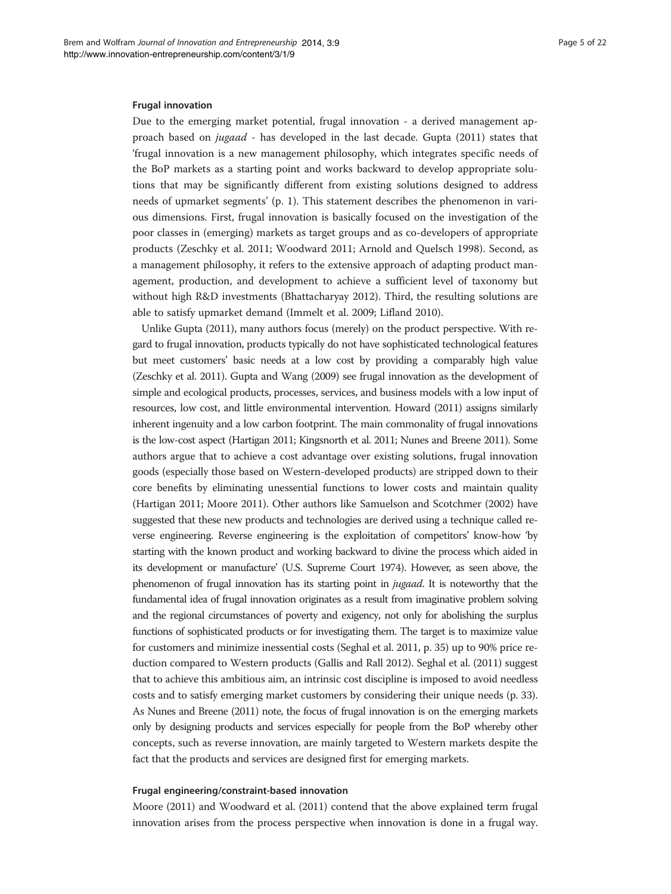### Frugal innovation

Due to the emerging market potential, frugal innovation - a derived management approach based on *jugaad* - has developed in the last decade. Gupta (2011) states that 'frugal innovation is a new management philosophy, which integrates specific needs of the BoP markets as a starting point and works backward to develop appropriate solutions that may be significantly different from existing solutions designed to address needs of upmarket segments' (p. 1). This statement describes the phenomenon in various dimensions. First, frugal innovation is basically focused on the investigation of the poor classes in (emerging) markets as target groups and as co-developers of appropriate products (Zeschky et al. 2011; Woodward 2011; Arnold and Quelsch 1998). Second, as a management philosophy, it refers to the extensive approach of adapting product management, production, and development to achieve a sufficient level of taxonomy but without high R&D investments (Bhattacharyay 2012). Third, the resulting solutions are able to satisfy upmarket demand (Immelt et al. 2009; Lifland 2010).

Unlike Gupta (2011), many authors focus (merely) on the product perspective. With regard to frugal innovation, products typically do not have sophisticated technological features but meet customers' basic needs at a low cost by providing a comparably high value (Zeschky et al. 2011). Gupta and Wang (2009) see frugal innovation as the development of simple and ecological products, processes, services, and business models with a low input of resources, low cost, and little environmental intervention. Howard (2011) assigns similarly inherent ingenuity and a low carbon footprint. The main commonality of frugal innovations is the low-cost aspect (Hartigan 2011; Kingsnorth et al. 2011; Nunes and Breene 2011). Some authors argue that to achieve a cost advantage over existing solutions, frugal innovation goods (especially those based on Western-developed products) are stripped down to their core benefits by eliminating unessential functions to lower costs and maintain quality (Hartigan 2011; Moore 2011). Other authors like Samuelson and Scotchmer (2002) have suggested that these new products and technologies are derived using a technique called reverse engineering. Reverse engineering is the exploitation of competitors' know-how 'by starting with the known product and working backward to divine the process which aided in its development or manufacture' (U.S. Supreme Court 1974). However, as seen above, the phenomenon of frugal innovation has its starting point in *jugaad*. It is noteworthy that the fundamental idea of frugal innovation originates as a result from imaginative problem solving and the regional circumstances of poverty and exigency, not only for abolishing the surplus functions of sophisticated products or for investigating them. The target is to maximize value for customers and minimize inessential costs (Seghal et al. 2011, p. 35) up to 90% price reduction compared to Western products (Gallis and Rall 2012). Seghal et al. (2011) suggest that to achieve this ambitious aim, an intrinsic cost discipline is imposed to avoid needless costs and to satisfy emerging market customers by considering their unique needs (p. 33). As Nunes and Breene (2011) note, the focus of frugal innovation is on the emerging markets only by designing products and services especially for people from the BoP whereby other concepts, such as reverse innovation, are mainly targeted to Western markets despite the fact that the products and services are designed first for emerging markets.

### Frugal engineering/constraint-based innovation

Moore (2011) and Woodward et al. (2011) contend that the above explained term frugal innovation arises from the process perspective when innovation is done in a frugal way.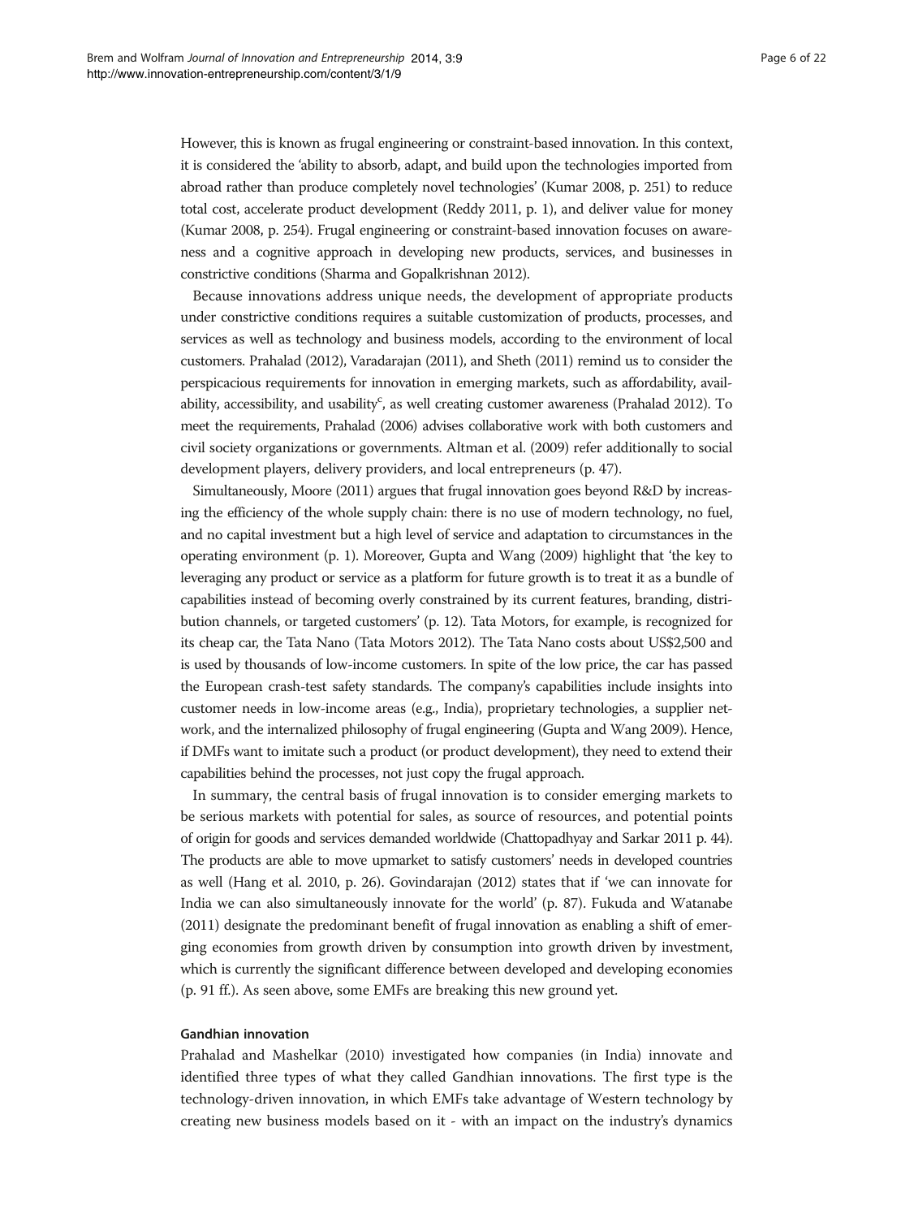However, this is known as frugal engineering or constraint-based innovation. In this context, it is considered the 'ability to absorb, adapt, and build upon the technologies imported from abroad rather than produce completely novel technologies' (Kumar 2008, p. 251) to reduce total cost, accelerate product development (Reddy 2011, p. 1), and deliver value for money (Kumar 2008, p. 254). Frugal engineering or constraint-based innovation focuses on awareness and a cognitive approach in developing new products, services, and businesses in constrictive conditions (Sharma and Gopalkrishnan 2012).

Because innovations address unique needs, the development of appropriate products under constrictive conditions requires a suitable customization of products, processes, and services as well as technology and business models, according to the environment of local customers. Prahalad (2012), Varadarajan (2011), and Sheth (2011) remind us to consider the perspicacious requirements for innovation in emerging markets, such as affordability, availability, accessibility, and usability[c], as well creating customer awareness (Prahalad 2012). To meet the requirements, Prahalad (2006) advises collaborative work with both customers and civil society organizations or governments. Altman et al. (2009) refer additionally to social development players, delivery providers, and local entrepreneurs (p. 47).

Simultaneously, Moore (2011) argues that frugal innovation goes beyond R&D by increasing the efficiency of the whole supply chain: there is no use of modern technology, no fuel, and no capital investment but a high level of service and adaptation to circumstances in the operating environment (p. 1). Moreover, Gupta and Wang (2009) highlight that 'the key to leveraging any product or service as a platform for future growth is to treat it as a bundle of capabilities instead of becoming overly constrained by its current features, branding, distribution channels, or targeted customers' (p. 12). Tata Motors, for example, is recognized for its cheap car, the Tata Nano (Tata Motors 2012). The Tata Nano costs about US$2,500 and is used by thousands of low-income customers. In spite of the low price, the car has passed the European crash-test safety standards. The company's capabilities include insights into customer needs in low-income areas (e.g., India), proprietary technologies, a supplier network, and the internalized philosophy of frugal engineering (Gupta and Wang 2009). Hence, if DMFs want to imitate such a product (or product development), they need to extend their capabilities behind the processes, not just copy the frugal approach.

In summary, the central basis of frugal innovation is to consider emerging markets to be serious markets with potential for sales, as source of resources, and potential points of origin for goods and services demanded worldwide (Chattopadhyay and Sarkar 2011 p. 44). The products are able to move upmarket to satisfy customers' needs in developed countries as well (Hang et al. 2010, p. 26). Govindarajan (2012) states that if 'we can innovate for India we can also simultaneously innovate for the world' (p. 87). Fukuda and Watanabe (2011) designate the predominant benefit of frugal innovation as enabling a shift of emerging economies from growth driven by consumption into growth driven by investment, which is currently the significant difference between developed and developing economies (p. 91 ff.). As seen above, some EMFs are breaking this new ground yet.

### Gandhian innovation

Prahalad and Mashelkar (2010) investigated how companies (in India) innovate and identified three types of what they called Gandhian innovations. The first type is the technology-driven innovation, in which EMFs take advantage of Western technology by creating new business models based on it - with an impact on the industry's dynamics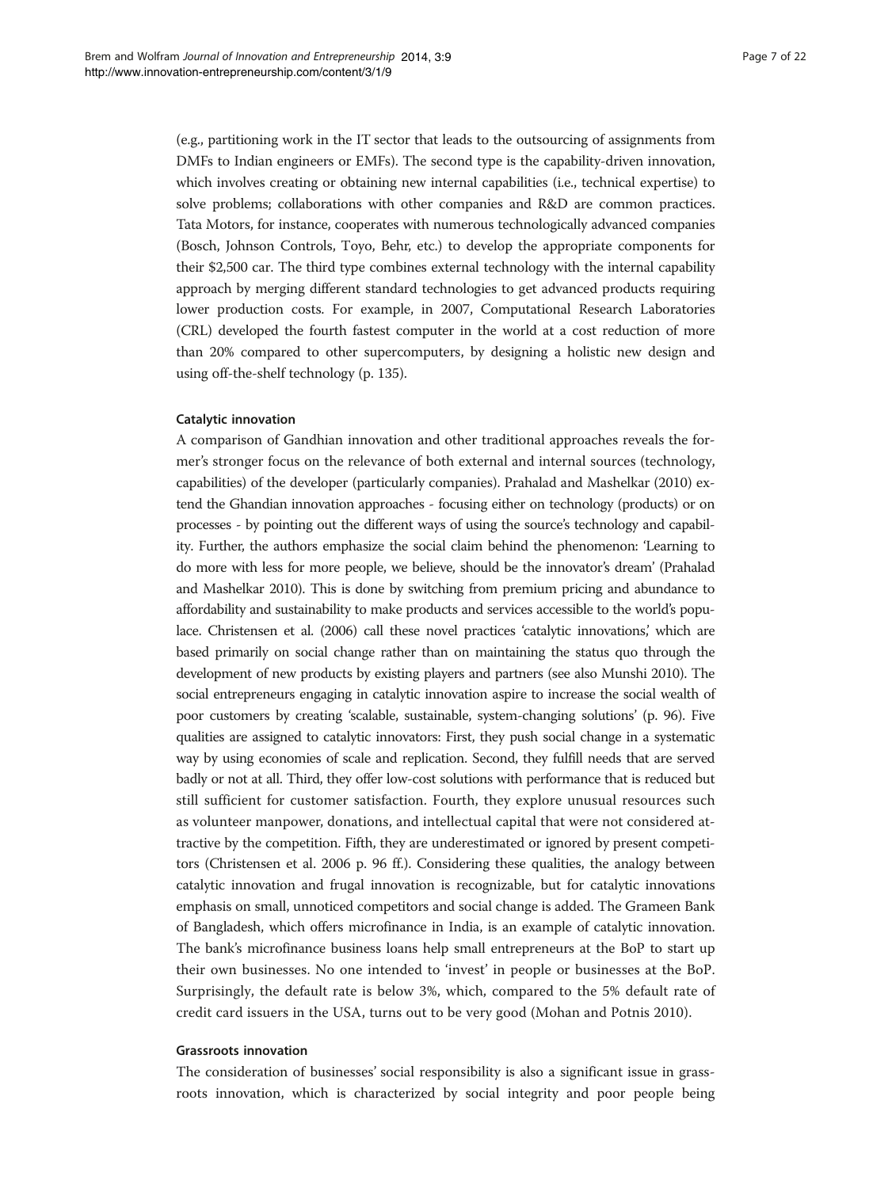(e.g., partitioning work in the IT sector that leads to the outsourcing of assignments from DMFs to Indian engineers or EMFs). The second type is the capability-driven innovation, which involves creating or obtaining new internal capabilities (i.e., technical expertise) to solve problems; collaborations with other companies and R&D are common practices. Tata Motors, for instance, cooperates with numerous technologically advanced companies (Bosch, Johnson Controls, Toyo, Behr, etc.) to develop the appropriate components for their $2,500 car. The third type combines external technology with the internal capability approach by merging different standard technologies to get advanced products requiring lower production costs. For example, in 2007, Computational Research Laboratories (CRL) developed the fourth fastest computer in the world at a cost reduction of more than 20% compared to other supercomputers, by designing a holistic new design and using off-the-shelf technology (p. 135).

#### Catalytic innovation

A comparison of Gandhian innovation and other traditional approaches reveals the former's stronger focus on the relevance of both external and internal sources (technology, capabilities) of the developer (particularly companies). Prahalad and Mashelkar (2010) extend the Ghandian innovation approaches - focusing either on technology (products) or on processes - by pointing out the different ways of using the source's technology and capability. Further, the authors emphasize the social claim behind the phenomenon: 'Learning to do more with less for more people, we believe, should be the innovator's dream' (Prahalad and Mashelkar 2010). This is done by switching from premium pricing and abundance to affordability and sustainability to make products and services accessible to the world's populace. Christensen et al. (2006) call these novel practices 'catalytic innovations,' which are based primarily on social change rather than on maintaining the status quo through the development of new products by existing players and partners (see also Munshi 2010). The social entrepreneurs engaging in catalytic innovation aspire to increase the social wealth of poor customers by creating 'scalable, sustainable, system-changing solutions' (p. 96). Five qualities are assigned to catalytic innovators: First, they push social change in a systematic way by using economies of scale and replication. Second, they fulfill needs that are served badly or not at all. Third, they offer low-cost solutions with performance that is reduced but still sufficient for customer satisfaction. Fourth, they explore unusual resources such as volunteer manpower, donations, and intellectual capital that were not considered attractive by the competition. Fifth, they are underestimated or ignored by present competitors (Christensen et al. 2006 p. 96 ff.). Considering these qualities, the analogy between catalytic innovation and frugal innovation is recognizable, but for catalytic innovations emphasis on small, unnoticed competitors and social change is added. The Grameen Bank of Bangladesh, which offers microfinance in India, is an example of catalytic innovation. The bank's microfinance business loans help small entrepreneurs at the BoP to start up their own businesses. No one intended to 'invest' in people or businesses at the BoP. Surprisingly, the default rate is below 3%, which, compared to the 5% default rate of credit card issuers in the USA, turns out to be very good (Mohan and Potnis 2010).

#### Grassroots innovation

The consideration of businesses' social responsibility is also a significant issue in grassroots innovation, which is characterized by social integrity and poor people being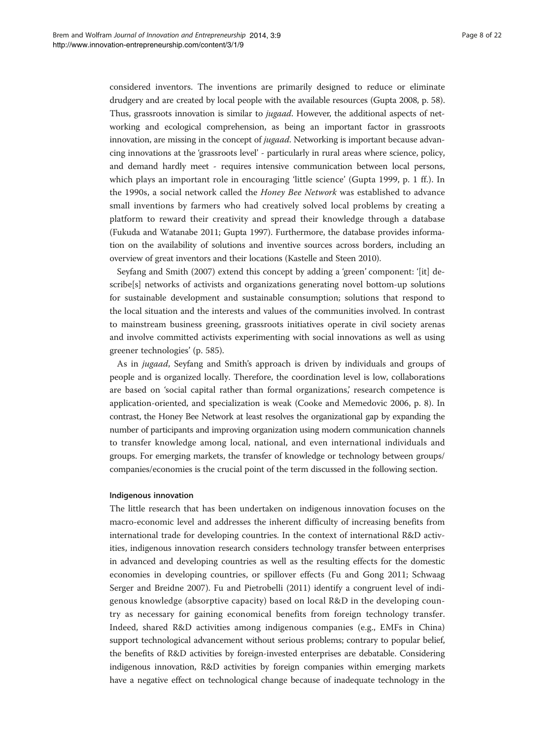considered inventors. The inventions are primarily designed to reduce or eliminate drudgery and are created by local people with the available resources (Gupta 2008, p. 58). Thus, grassroots innovation is similar to *jugaad*. However, the additional aspects of networking and ecological comprehension, as being an important factor in grassroots innovation, are missing in the concept of *jugaad*. Networking is important because advancing innovations at the 'grassroots level' - particularly in rural areas where science, policy, and demand hardly meet - requires intensive communication between local persons, which plays an important role in encouraging 'little science' (Gupta 1999, p. 1 ff.). In the 1990s, a social network called the *Honey Bee Network* was established to advance small inventions by farmers who had creatively solved local problems by creating a platform to reward their creativity and spread their knowledge through a database (Fukuda and Watanabe 2011; Gupta 1997). Furthermore, the database provides information on the availability of solutions and inventive sources across borders, including an overview of great inventors and their locations (Kastelle and Steen 2010).

Seyfang and Smith (2007) extend this concept by adding a 'green' component: '[it] describe[s] networks of activists and organizations generating novel bottom-up solutions for sustainable development and sustainable consumption; solutions that respond to the local situation and the interests and values of the communities involved. In contrast to mainstream business greening, grassroots initiatives operate in civil society arenas and involve committed activists experimenting with social innovations as well as using greener technologies' (p. 585).

As in *jugaad*, Seyfang and Smith's approach is driven by individuals and groups of people and is organized locally. Therefore, the coordination level is low, collaborations are based on 'social capital rather than formal organizations,' research competence is application-oriented, and specialization is weak (Cooke and Memedovic 2006, p. 8). In contrast, the Honey Bee Network at least resolves the organizational gap by expanding the number of participants and improving organization using modern communication channels to transfer knowledge among local, national, and even international individuals and groups. For emerging markets, the transfer of knowledge or technology between groups/companies/economies is the crucial point of the term discussed in the following section.

#### Indigenous innovation

The little research that has been undertaken on indigenous innovation focuses on the macro-economic level and addresses the inherent difficulty of increasing benefits from international trade for developing countries. In the context of international R&D activities, indigenous innovation research considers technology transfer between enterprises in advanced and developing countries as well as the resulting effects for the domestic economies in developing countries, or spillover effects (Fu and Gong 2011; Schwaag Serger and Breidne 2007). Fu and Pietrobelli (2011) identify a congruent level of indigenous knowledge (absorptive capacity) based on local R&D in the developing country as necessary for gaining economical benefits from foreign technology transfer. Indeed, shared R&D activities among indigenous companies (e.g., EMFs in China) support technological advancement without serious problems; contrary to popular belief, the benefits of R&D activities by foreign-invested enterprises are debatable. Considering indigenous innovation, R&D activities by foreign companies within emerging markets have a negative effect on technological change because of inadequate technology in the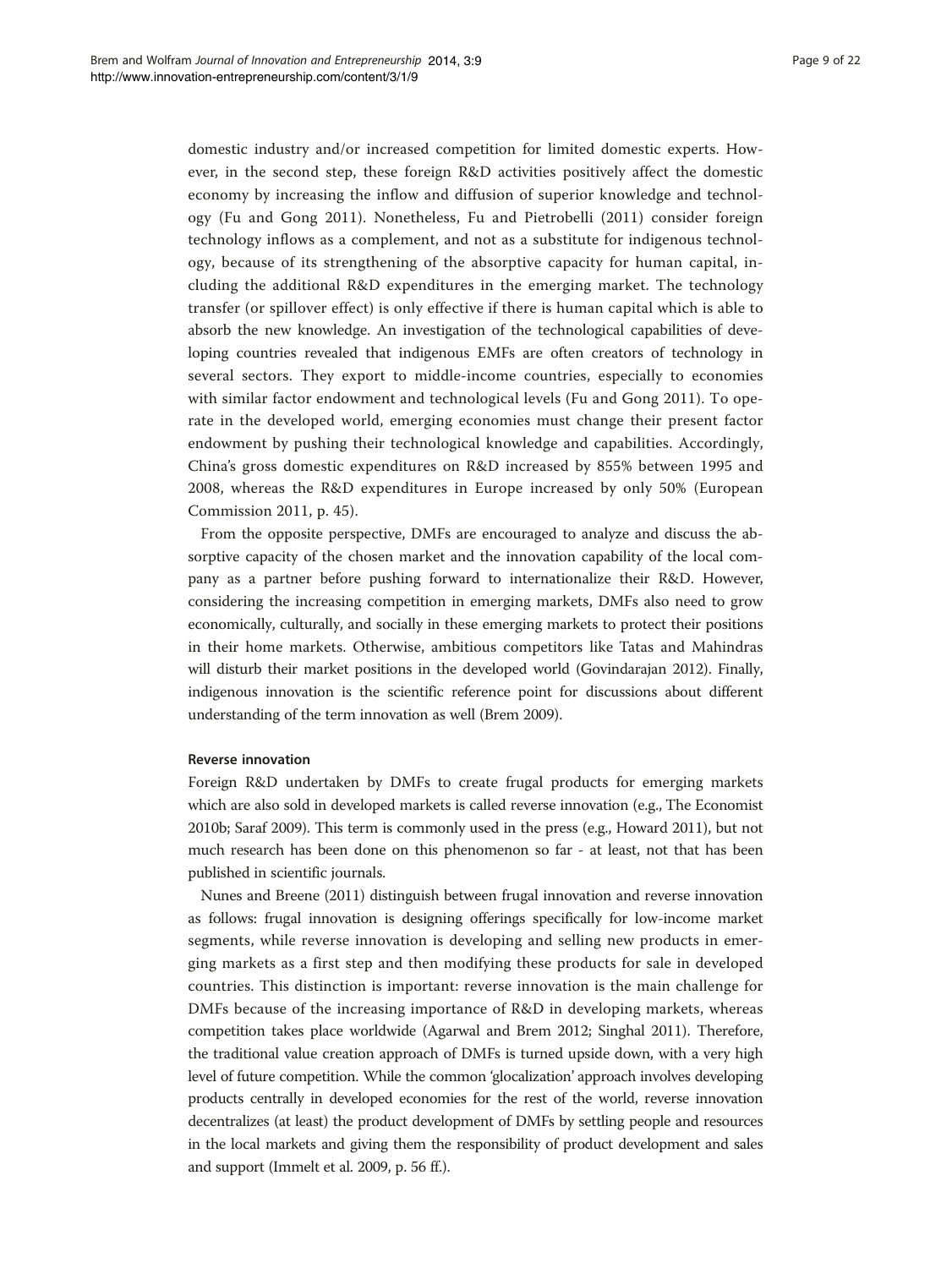domestic industry and/or increased competition for limited domestic experts. However, in the second step, these foreign R&D activities positively affect the domestic economy by increasing the inflow and diffusion of superior knowledge and technology (Fu and Gong 2011). Nonetheless, Fu and Pietrobelli (2011) consider foreign technology inflows as a complement, and not as a substitute for indigenous technology, because of its strengthening of the absorptive capacity for human capital, including the additional R&D expenditures in the emerging market. The technology transfer (or spillover effect) is only effective if there is human capital which is able to absorb the new knowledge. An investigation of the technological capabilities of developing countries revealed that indigenous EMFs are often creators of technology in several sectors. They export to middle-income countries, especially to economies with similar factor endowment and technological levels (Fu and Gong 2011). To operate in the developed world, emerging economies must change their present factor endowment by pushing their technological knowledge and capabilities. Accordingly, China's gross domestic expenditures on R&D increased by 855% between 1995 and 2008, whereas the R&D expenditures in Europe increased by only 50% (European Commission 2011, p. 45).

From the opposite perspective, DMFs are encouraged to analyze and discuss the absorptive capacity of the chosen market and the innovation capability of the local company as a partner before pushing forward to internationalize their R&D. However, considering the increasing competition in emerging markets, DMFs also need to grow economically, culturally, and socially in these emerging markets to protect their positions in their home markets. Otherwise, ambitious competitors like Tatas and Mahindras will disturb their market positions in the developed world (Govindarajan 2012). Finally, indigenous innovation is the scientific reference point for discussions about different understanding of the term innovation as well (Brem 2009).

#### Reverse innovation

Foreign R&D undertaken by DMFs to create frugal products for emerging markets which are also sold in developed markets is called reverse innovation (e.g., The Economist 2010b; Saraf 2009). This term is commonly used in the press (e.g., Howard 2011), but not much research has been done on this phenomenon so far - at least, not that has been published in scientific journals.

Nunes and Breene (2011) distinguish between frugal innovation and reverse innovation as follows: frugal innovation is designing offerings specifically for low-income market segments, while reverse innovation is developing and selling new products in emerging markets as a first step and then modifying these products for sale in developed countries. This distinction is important: reverse innovation is the main challenge for DMFs because of the increasing importance of R&D in developing markets, whereas competition takes place worldwide (Agarwal and Brem 2012; Singhal 2011). Therefore, the traditional value creation approach of DMFs is turned upside down, with a very high level of future competition. While the common 'glocalization' approach involves developing products centrally in developed economies for the rest of the world, reverse innovation decentralizes (at least) the product development of DMFs by settling people and resources in the local markets and giving them the responsibility of product development and sales and support (Immelt et al. 2009, p. 56 ff.).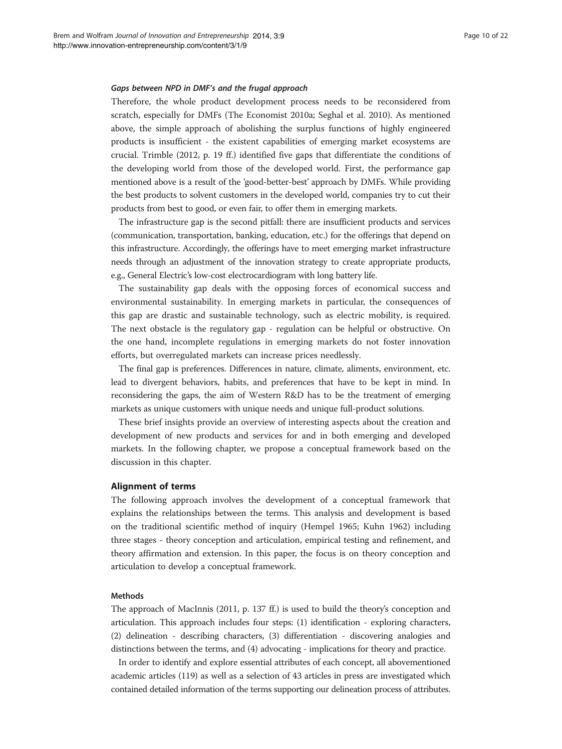#### *Gaps between NPD in DMF's and the frugal approach*

Therefore, the whole product development process needs to be reconsidered from scratch, especially for DMFs (The Economist 2010a; Seghal et al. 2010). As mentioned above, the simple approach of abolishing the surplus functions of highly engineered products is insufficient - the existent capabilities of emerging market ecosystems are crucial. Trimble (2012, p. 19 ff.) identified five gaps that differentiate the conditions of the developing world from those of the developed world. First, the performance gap mentioned above is a result of the 'good-better-best' approach by DMFs. While providing the best products to solvent customers in the developed world, companies try to cut their products from best to good, or even fair, to offer them in emerging markets.

The infrastructure gap is the second pitfall: there are insufficient products and services (communication, transportation, banking, education, etc.) for the offerings that depend on this infrastructure. Accordingly, the offerings have to meet emerging market infrastructure needs through an adjustment of the innovation strategy to create appropriate products, e.g., General Electric's low-cost electrocardiogram with long battery life.

The sustainability gap deals with the opposing forces of economical success and environmental sustainability. In emerging markets in particular, the consequences of this gap are drastic and sustainable technology, such as electric mobility, is required. The next obstacle is the regulatory gap - regulation can be helpful or obstructive. On the one hand, incomplete regulations in emerging markets do not foster innovation efforts, but overregulated markets can increase prices needlessly.

The final gap is preferences. Differences in nature, climate, aliments, environment, etc. lead to divergent behaviors, habits, and preferences that have to be kept in mind. In reconsidering the gaps, the aim of Western R&D has to be the treatment of emerging markets as unique customers with unique needs and unique full-product solutions.

These brief insights provide an overview of interesting aspects about the creation and development of new products and services for and in both emerging and developed markets. In the following chapter, we propose a conceptual framework based on the discussion in this chapter.

## Alignment of terms

The following approach involves the development of a conceptual framework that explains the relationships between the terms. This analysis and development is based on the traditional scientific method of inquiry (Hempel 1965; Kuhn 1962) including three stages - theory conception and articulation, empirical testing and refinement, and theory affirmation and extension. In this paper, the focus is on theory conception and articulation to develop a conceptual framework.

### Methods

The approach of MacInnis (2011, p. 137 ff.) is used to build the theory's conception and articulation. This approach includes four steps: (1) identification - exploring characters, (2) delineation - describing characters, (3) differentiation - discovering analogies and distinctions between the terms, and (4) advocating - implications for theory and practice.

In order to identify and explore essential attributes of each concept, all abovementioned academic articles (119) as well as a selection of 43 articles in press are investigated which contained detailed information of the terms supporting our delineation process of attributes.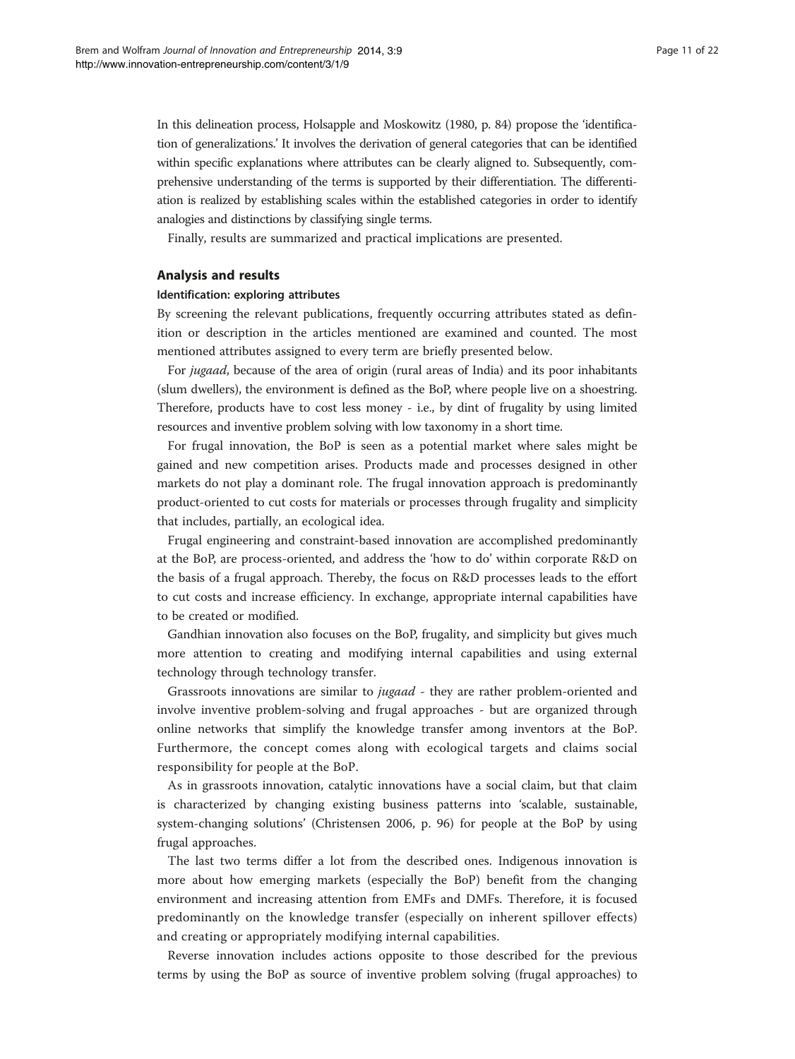In this delineation process, Holsapple and Moskowitz (1980, p. 84) propose the 'identification of generalizations.' It involves the derivation of general categories that can be identified within specific explanations where attributes can be clearly aligned to. Subsequently, comprehensive understanding of the terms is supported by their differentiation. The differentiation is realized by establishing scales within the established categories in order to identify analogies and distinctions by classifying single terms.

Finally, results are summarized and practical implications are presented.

## Analysis and results

### Identification: exploring attributes

By screening the relevant publications, frequently occurring attributes stated as definition or description in the articles mentioned are examined and counted. The most mentioned attributes assigned to every term are briefly presented below.

For *jugaad*, because of the area of origin (rural areas of India) and its poor inhabitants (slum dwellers), the environment is defined as the BoP, where people live on a shoestring. Therefore, products have to cost less money - i.e., by dint of frugality by using limited resources and inventive problem solving with low taxonomy in a short time.

For frugal innovation, the BoP is seen as a potential market where sales might be gained and new competition arises. Products made and processes designed in other markets do not play a dominant role. The frugal innovation approach is predominantly product-oriented to cut costs for materials or processes through frugality and simplicity that includes, partially, an ecological idea.

Frugal engineering and constraint-based innovation are accomplished predominantly at the BoP, are process-oriented, and address the 'how to do' within corporate R&D on the basis of a frugal approach. Thereby, the focus on R&D processes leads to the effort to cut costs and increase efficiency. In exchange, appropriate internal capabilities have to be created or modified.

Gandhian innovation also focuses on the BoP, frugality, and simplicity but gives much more attention to creating and modifying internal capabilities and using external technology through technology transfer.

Grassroots innovations are similar to *jugaad* - they are rather problem-oriented and involve inventive problem-solving and frugal approaches - but are organized through online networks that simplify the knowledge transfer among inventors at the BoP. Furthermore, the concept comes along with ecological targets and claims social responsibility for people at the BoP.

As in grassroots innovation, catalytic innovations have a social claim, but that claim is characterized by changing existing business patterns into 'scalable, sustainable, system-changing solutions' (Christensen 2006, p. 96) for people at the BoP by using frugal approaches.

The last two terms differ a lot from the described ones. Indigenous innovation is more about how emerging markets (especially the BoP) benefit from the changing environment and increasing attention from EMFs and DMFs. Therefore, it is focused predominantly on the knowledge transfer (especially on inherent spillover effects) and creating or appropriately modifying internal capabilities.

Reverse innovation includes actions opposite to those described for the previous terms by using the BoP as source of inventive problem solving (frugal approaches) to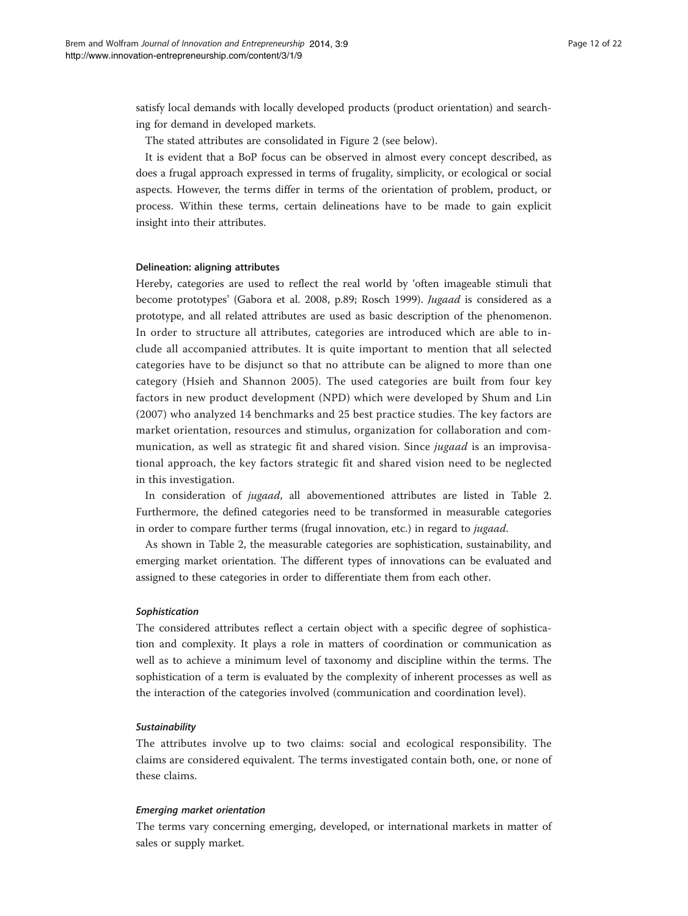satisfy local demands with locally developed products (product orientation) and searching for demand in developed markets.

The stated attributes are consolidated in Figure 2 (see below).

It is evident that a BoP focus can be observed in almost every concept described, as does a frugal approach expressed in terms of frugality, simplicity, or ecological or social aspects. However, the terms differ in terms of the orientation of problem, product, or process. Within these terms, certain delineations have to be made to gain explicit insight into their attributes.

### Delineation: aligning attributes

Hereby, categories are used to reflect the real world by 'often imageable stimuli that become prototypes' (Gabora et al. 2008, p.89; Rosch 1999). *Jugaad* is considered as a prototype, and all related attributes are used as basic description of the phenomenon. In order to structure all attributes, categories are introduced which are able to include all accompanied attributes. It is quite important to mention that all selected categories have to be disjunct so that no attribute can be aligned to more than one category (Hsieh and Shannon 2005). The used categories are built from four key factors in new product development (NPD) which were developed by Shum and Lin (2007) who analyzed 14 benchmarks and 25 best practice studies. The key factors are market orientation, resources and stimulus, organization for collaboration and communication, as well as strategic fit and shared vision. Since *jugaad* is an improvisational approach, the key factors strategic fit and shared vision need to be neglected in this investigation.

In consideration of *jugaad*, all abovementioned attributes are listed in Table 2. Furthermore, the defined categories need to be transformed in measurable categories in order to compare further terms (frugal innovation, etc.) in regard to *jugaad*.

As shown in Table 2, the measurable categories are sophistication, sustainability, and emerging market orientation. The different types of innovations can be evaluated and assigned to these categories in order to differentiate them from each other.

#### *Sophistication*

The considered attributes reflect a certain object with a specific degree of sophistication and complexity. It plays a role in matters of coordination or communication as well as to achieve a minimum level of taxonomy and discipline within the terms. The sophistication of a term is evaluated by the complexity of inherent processes as well as the interaction of the categories involved (communication and coordination level).

#### *Sustainability*

The attributes involve up to two claims: social and ecological responsibility. The claims are considered equivalent. The terms investigated contain both, one, or none of these claims.

#### *Emerging market orientation*

The terms vary concerning emerging, developed, or international markets in matter of sales or supply market.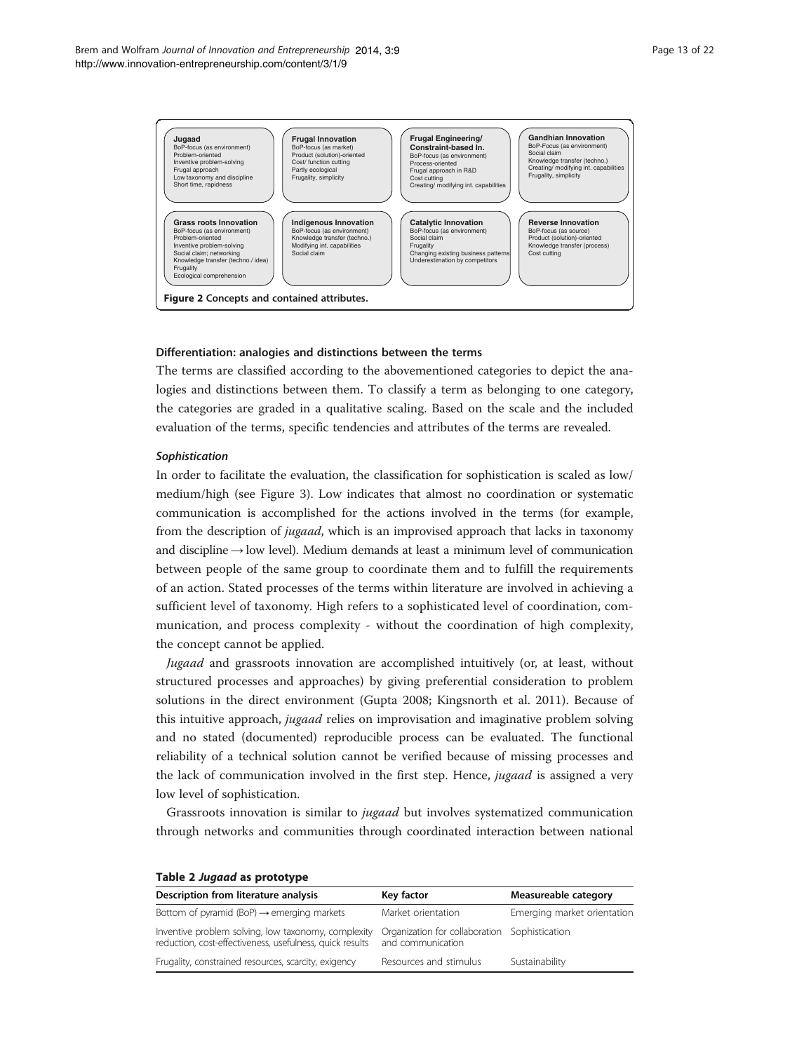| Jugaad | Frugal Innovation | Frugal Engineering/ Constraint-based In. | Gandhian Innovation |
|---|---|---|---|
| BoP-focus (as environment)<br>Problem-oriented<br>Inventive problem-solving<br>Frugal approach<br>Low taxonomy and discipline<br>Short time, rapidness | BoP-focus (as market)<br>Product (solution)-oriented<br>Cost/ function cutting<br>Partly ecological<br>Frugality, simplicity | BoP-focus (as environment)<br>Process-oriented<br>Frugal approach in R&D<br>Cost cutting<br>Creating/ modifying int. capabilities | BoP-Focus (as environment)<br>Social claim<br>Knowledge transfer (techno.)<br>Creating/ modifying int. capabilities<br>Frugality, simplicity |
| **Grass roots Innovation** | **Indigenous Innovation** | **Catalytic Innovation** | **Reverse Innovation** |
| BoP-focus (as environment)<br>Problem-oriented<br>Inventive problem-solving<br>Social claim; networking<br>Knowledge transfer (techno./ idea)<br>Frugality<br>Ecological comprehension | BoP-focus (as environment)<br>Knowledge transfer (techno.)<br>Modifying int. capabilities<br>Social claim | BoP-focus (as environment)<br>Social claim<br>Frugality<br>Changing existing business patterns<br>Underestimation by competitors | BoP-focus (as source)<br>Product (solution)-oriented<br>Knowledge transfer (process)<br>Cost cutting |

**Figure 2 Concepts and contained attributes.**

### Differentiation: analogies and distinctions between the terms

The terms are classified according to the abovementioned categories to depict the analogies and distinctions between them. To classify a term as belonging to one category, the categories are graded in a qualitative scaling. Based on the scale and the included evaluation of the terms, specific tendencies and attributes of the terms are revealed.

#### *Sophistication*

In order to facilitate the evaluation, the classification for sophistication is scaled as low/ medium/high (see Figure 3). Low indicates that almost no coordination or systematic communication is accomplished for the actions involved in the terms (for example, from the description of *jugaad*, which is an improvised approach that lacks in taxonomy and discipline → low level). Medium demands at least a minimum level of communication between people of the same group to coordinate them and to fulfill the requirements of an action. Stated processes of the terms within literature are involved in achieving a sufficient level of taxonomy. High refers to a sophisticated level of coordination, communication, and process complexity - without the coordination of high complexity, the concept cannot be applied.

*Jugaad* and grassroots innovation are accomplished intuitively (or, at least, without structured processes and approaches) by giving preferential consideration to problem solutions in the direct environment (Gupta 2008; Kingsnorth et al. 2011). Because of this intuitive approach, *jugaad* relies on improvisation and imaginative problem solving and no stated (documented) reproducible process can be evaluated. The functional reliability of a technical solution cannot be verified because of missing processes and the lack of communication involved in the first step. Hence, *jugaad* is assigned a very low level of sophistication.

Grassroots innovation is similar to *jugaad* but involves systematized communication through networks and communities through coordinated interaction between national

**Table 2 *Jugaad* as prototype**

| Description from literature analysis | Key factor | Measureable category |
|---|---|---|
| Bottom of pyramid (BoP) → emerging markets | Market orientation | Emerging market orientation |
| Inventive problem solving, low taxonomy, complexity reduction, cost-effectiveness, usefulness, quick results | Organization for collaboration and communication | Sophistication |
| Frugality, constrained resources, scarcity, exigency | Resources and stimulus | Sustainability |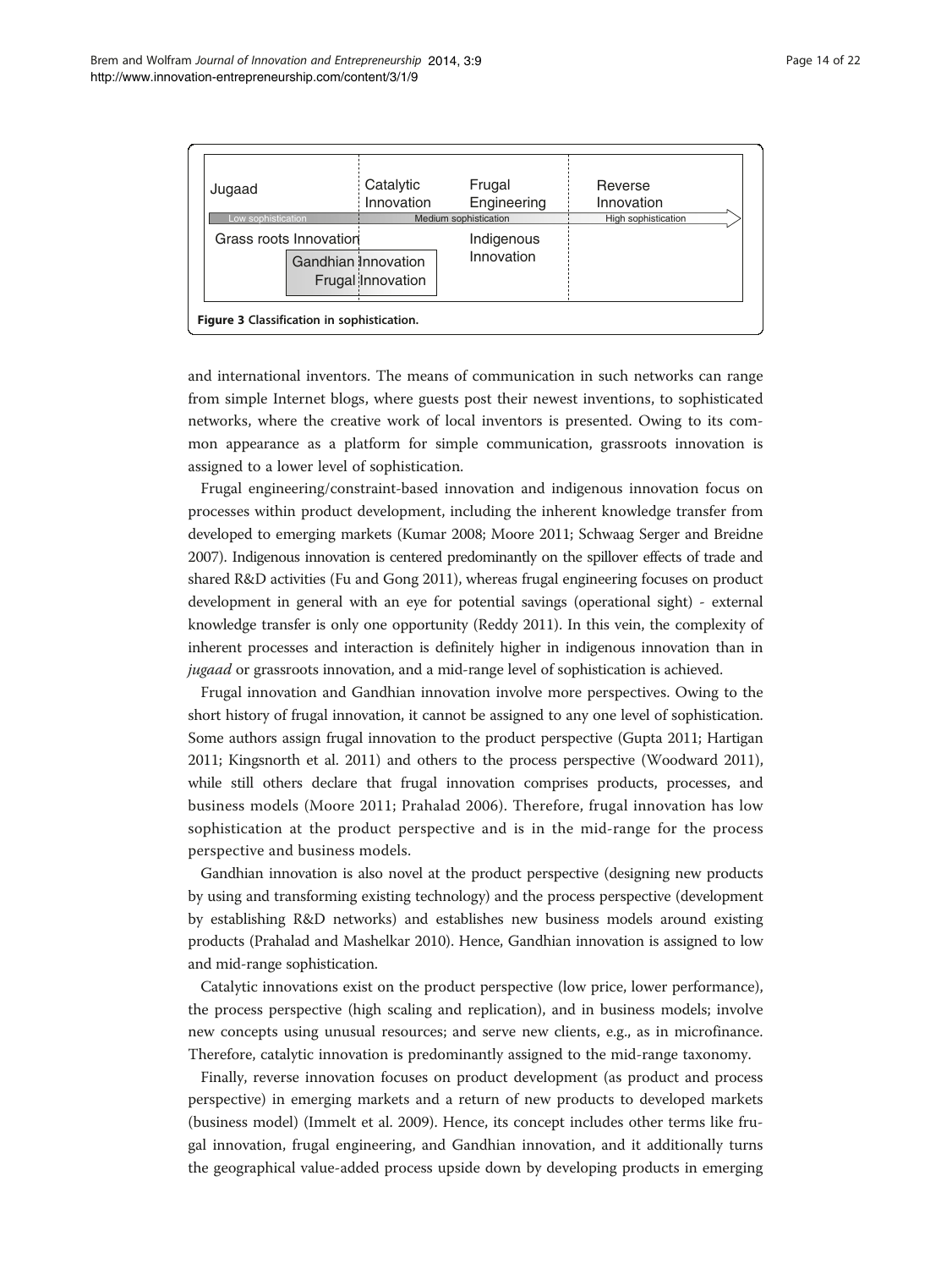**Figure 3 Classification in sophistication.**

and international inventors. The means of communication in such networks can range from simple Internet blogs, where guests post their newest inventions, to sophisticated networks, where the creative work of local inventors is presented. Owing to its common appearance as a platform for simple communication, grassroots innovation is assigned to a lower level of sophistication.

Frugal engineering/constraint-based innovation and indigenous innovation focus on processes within product development, including the inherent knowledge transfer from developed to emerging markets (Kumar 2008; Moore 2011; Schwaag Serger and Breidne 2007). Indigenous innovation is centered predominantly on the spillover effects of trade and shared R&D activities (Fu and Gong 2011), whereas frugal engineering focuses on product development in general with an eye for potential savings (operational sight) - external knowledge transfer is only one opportunity (Reddy 2011). In this vein, the complexity of inherent processes and interaction is definitely higher in indigenous innovation than in *jugaad* or grassroots innovation, and a mid-range level of sophistication is achieved.

Frugal innovation and Gandhian innovation involve more perspectives. Owing to the short history of frugal innovation, it cannot be assigned to any one level of sophistication. Some authors assign frugal innovation to the product perspective (Gupta 2011; Hartigan 2011; Kingsnorth et al. 2011) and others to the process perspective (Woodward 2011), while still others declare that frugal innovation comprises products, processes, and business models (Moore 2011; Prahalad 2006). Therefore, frugal innovation has low sophistication at the product perspective and is in the mid-range for the process perspective and business models.

Gandhian innovation is also novel at the product perspective (designing new products by using and transforming existing technology) and the process perspective (development by establishing R&D networks) and establishes new business models around existing products (Prahalad and Mashelkar 2010). Hence, Gandhian innovation is assigned to low and mid-range sophistication.

Catalytic innovations exist on the product perspective (low price, lower performance), the process perspective (high scaling and replication), and in business models; involve new concepts using unusual resources; and serve new clients, e.g., as in microfinance. Therefore, catalytic innovation is predominantly assigned to the mid-range taxonomy.

Finally, reverse innovation focuses on product development (as product and process perspective) in emerging markets and a return of new products to developed markets (business model) (Immelt et al. 2009). Hence, its concept includes other terms like frugal innovation, frugal engineering, and Gandhian innovation, and it additionally turns the geographical value-added process upside down by developing products in emerging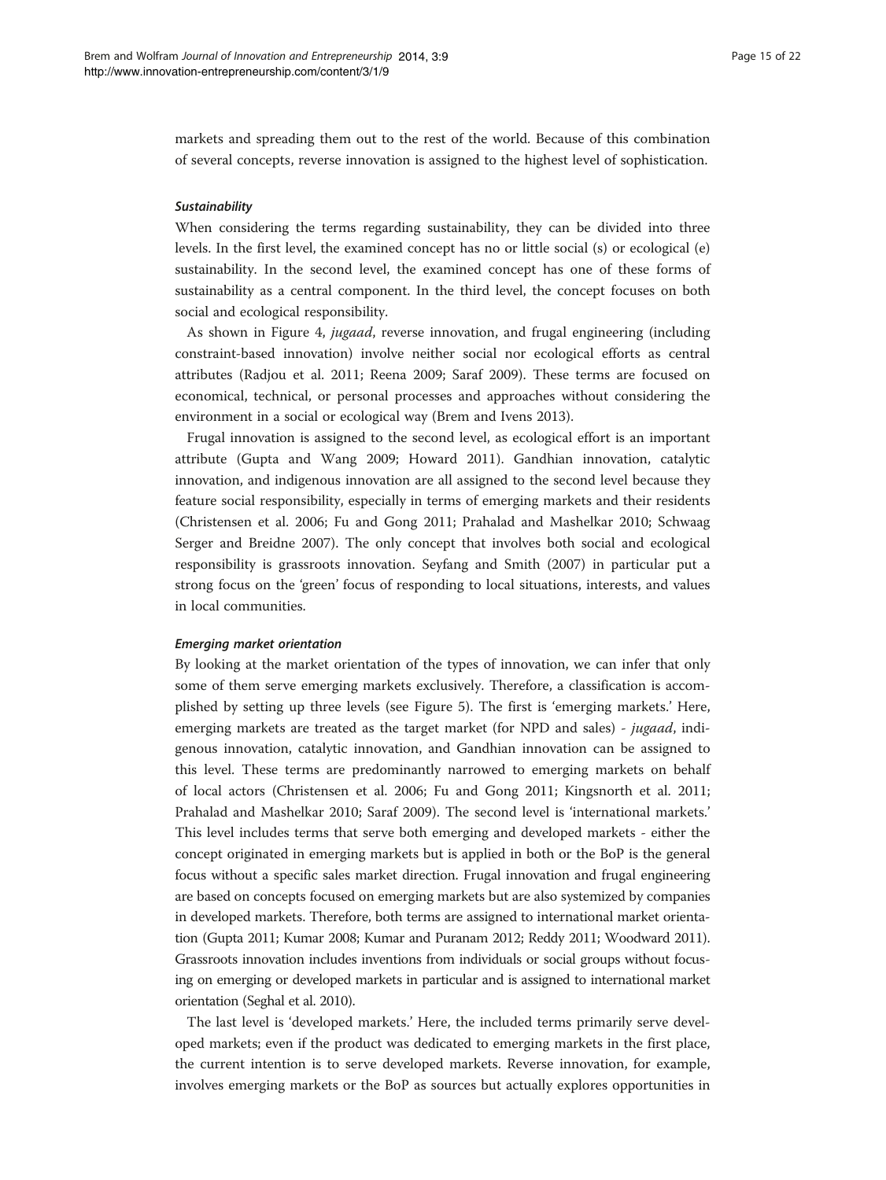markets and spreading them out to the rest of the world. Because of this combination of several concepts, reverse innovation is assigned to the highest level of sophistication.

#### *Sustainability*

When considering the terms regarding sustainability, they can be divided into three levels. In the first level, the examined concept has no or little social (s) or ecological (e) sustainability. In the second level, the examined concept has one of these forms of sustainability as a central component. In the third level, the concept focuses on both social and ecological responsibility.

As shown in Figure 4, *jugaad*, reverse innovation, and frugal engineering (including constraint-based innovation) involve neither social nor ecological efforts as central attributes (Radjou et al. 2011; Reena 2009; Saraf 2009). These terms are focused on economical, technical, or personal processes and approaches without considering the environment in a social or ecological way (Brem and Ivens 2013).

Frugal innovation is assigned to the second level, as ecological effort is an important attribute (Gupta and Wang 2009; Howard 2011). Gandhian innovation, catalytic innovation, and indigenous innovation are all assigned to the second level because they feature social responsibility, especially in terms of emerging markets and their residents (Christensen et al. 2006; Fu and Gong 2011; Prahalad and Mashelkar 2010; Schwaag Serger and Breidne 2007). The only concept that involves both social and ecological responsibility is grassroots innovation. Seyfang and Smith (2007) in particular put a strong focus on the 'green' focus of responding to local situations, interests, and values in local communities.

#### *Emerging market orientation*

By looking at the market orientation of the types of innovation, we can infer that only some of them serve emerging markets exclusively. Therefore, a classification is accomplished by setting up three levels (see Figure 5). The first is 'emerging markets.' Here, emerging markets are treated as the target market (for NPD and sales) - *jugaad*, indigenous innovation, catalytic innovation, and Gandhian innovation can be assigned to this level. These terms are predominantly narrowed to emerging markets on behalf of local actors (Christensen et al. 2006; Fu and Gong 2011; Kingsnorth et al. 2011; Prahalad and Mashelkar 2010; Saraf 2009). The second level is 'international markets.' This level includes terms that serve both emerging and developed markets - either the concept originated in emerging markets but is applied in both or the BoP is the general focus without a specific sales market direction. Frugal innovation and frugal engineering are based on concepts focused on emerging markets but are also systemized by companies in developed markets. Therefore, both terms are assigned to international market orientation (Gupta 2011; Kumar 2008; Kumar and Puranam 2012; Reddy 2011; Woodward 2011). Grassroots innovation includes inventions from individuals or social groups without focusing on emerging or developed markets in particular and is assigned to international market orientation (Seghal et al. 2010).

The last level is 'developed markets.' Here, the included terms primarily serve developed markets; even if the product was dedicated to emerging markets in the first place, the current intention is to serve developed markets. Reverse innovation, for example, involves emerging markets or the BoP as sources but actually explores opportunities in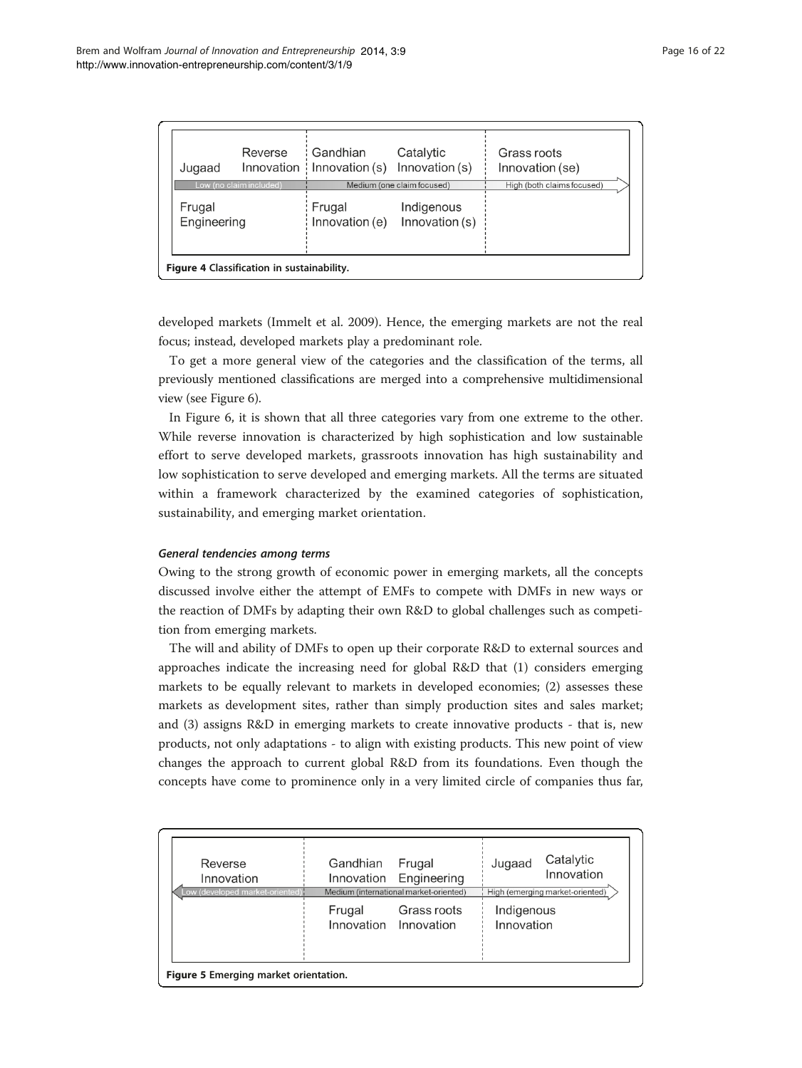| Low (no claim included) | | Medium (one claim focused) | | High (both claims focused) |
|---|---|---|---|---|
| Jugaad | Reverse Innovation | Gandhian Innovation (s) | Catalytic Innovation (s) | Grass roots Innovation (se) |
| Frugal Engineering | | Frugal Innovation (e) | Indigenous Innovation (s) | |

**Figure 4 Classification in sustainability.**

developed markets (Immelt et al. 2009). Hence, the emerging markets are not the real focus; instead, developed markets play a predominant role.

To get a more general view of the categories and the classification of the terms, all previously mentioned classifications are merged into a comprehensive multidimensional view (see Figure 6).

In Figure 6, it is shown that all three categories vary from one extreme to the other. While reverse innovation is characterized by high sophistication and low sustainable effort to serve developed markets, grassroots innovation has high sustainability and low sophistication to serve developed and emerging markets. All the terms are situated within a framework characterized by the examined categories of sophistication, sustainability, and emerging market orientation.

#### *General tendencies among terms*

Owing to the strong growth of economic power in emerging markets, all the concepts discussed involve either the attempt of EMFs to compete with DMFs in new ways or the reaction of DMFs by adapting their own R&D to global challenges such as competition from emerging markets.

The will and ability of DMFs to open up their corporate R&D to external sources and approaches indicate the increasing need for global R&D that (1) considers emerging markets to be equally relevant to markets in developed economies; (2) assesses these markets as development sites, rather than simply production sites and sales market; and (3) assigns R&D in emerging markets to create innovative products - that is, new products, not only adaptations - to align with existing products. This new point of view changes the approach to current global R&D from its foundations. Even though the concepts have come to prominence only in a very limited circle of companies thus far,

| Low (developed market-oriented) | Medium (international market-oriented) | | High (emerging market-oriented) | |
|---|---|---|---|---|
| Reverse Innovation | Gandhian Innovation | Frugal Engineering | Jugaad | Catalytic Innovation |
| | Frugal Innovation | Grass roots Innovation | Indigenous Innovation | |

**Figure 5 Emerging market orientation.**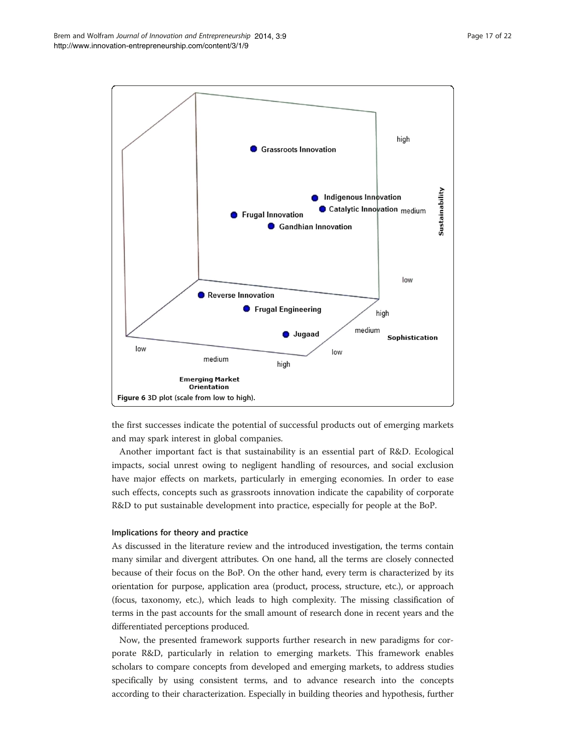Figure 6 3D plot (scale from low to high).

the first successes indicate the potential of successful products out of emerging markets and may spark interest in global companies.

Another important fact is that sustainability is an essential part of R&D. Ecological impacts, social unrest owing to negligent handling of resources, and social exclusion have major effects on markets, particularly in emerging economies. In order to ease such effects, concepts such as grassroots innovation indicate the capability of corporate R&D to put sustainable development into practice, especially for people at the BoP.

### Implications for theory and practice

As discussed in the literature review and the introduced investigation, the terms contain many similar and divergent attributes. On one hand, all the terms are closely connected because of their focus on the BoP. On the other hand, every term is characterized by its orientation for purpose, application area (product, process, structure, etc.), or approach (focus, taxonomy, etc.), which leads to high complexity. The missing classification of terms in the past accounts for the small amount of research done in recent years and the differentiated perceptions produced.

Now, the presented framework supports further research in new paradigms for corporate R&D, particularly in relation to emerging markets. This framework enables scholars to compare concepts from developed and emerging markets, to address studies specifically by using consistent terms, and to advance research into the concepts according to their characterization. Especially in building theories and hypothesis, further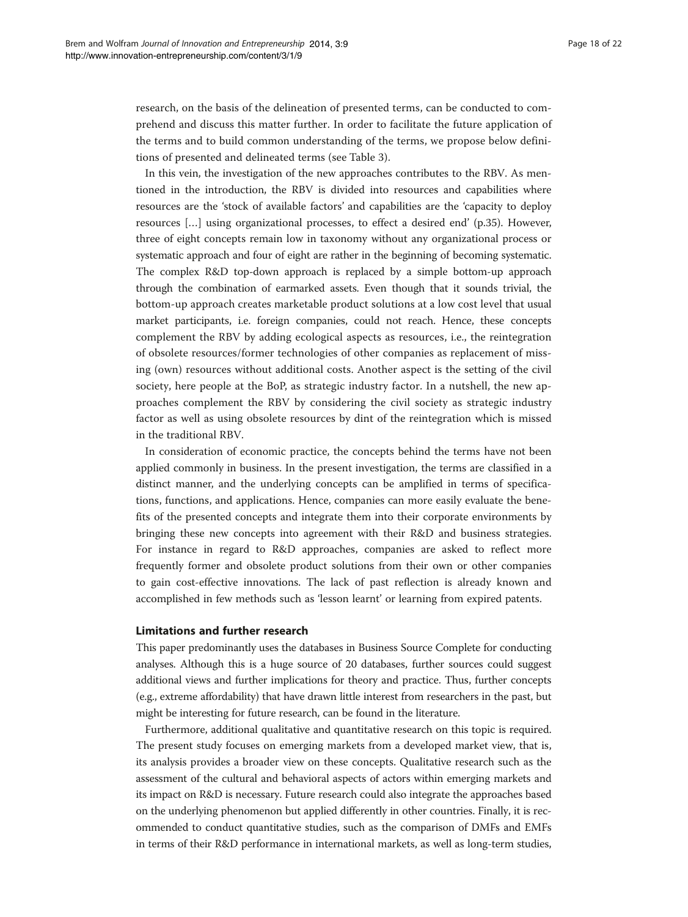research, on the basis of the delineation of presented terms, can be conducted to comprehend and discuss this matter further. In order to facilitate the future application of the terms and to build common understanding of the terms, we propose below definitions of presented and delineated terms (see Table 3).

In this vein, the investigation of the new approaches contributes to the RBV. As mentioned in the introduction, the RBV is divided into resources and capabilities where resources are the 'stock of available factors' and capabilities are the 'capacity to deploy resources […] using organizational processes, to effect a desired end' (p.35). However, three of eight concepts remain low in taxonomy without any organizational process or systematic approach and four of eight are rather in the beginning of becoming systematic. The complex R&D top-down approach is replaced by a simple bottom-up approach through the combination of earmarked assets. Even though that it sounds trivial, the bottom-up approach creates marketable product solutions at a low cost level that usual market participants, i.e. foreign companies, could not reach. Hence, these concepts complement the RBV by adding ecological aspects as resources, i.e., the reintegration of obsolete resources/former technologies of other companies as replacement of missing (own) resources without additional costs. Another aspect is the setting of the civil society, here people at the BoP, as strategic industry factor. In a nutshell, the new approaches complement the RBV by considering the civil society as strategic industry factor as well as using obsolete resources by dint of the reintegration which is missed in the traditional RBV.

In consideration of economic practice, the concepts behind the terms have not been applied commonly in business. In the present investigation, the terms are classified in a distinct manner, and the underlying concepts can be amplified in terms of specifications, functions, and applications. Hence, companies can more easily evaluate the benefits of the presented concepts and integrate them into their corporate environments by bringing these new concepts into agreement with their R&D and business strategies. For instance in regard to R&D approaches, companies are asked to reflect more frequently former and obsolete product solutions from their own or other companies to gain cost-effective innovations. The lack of past reflection is already known and accomplished in few methods such as 'lesson learnt' or learning from expired patents.

## Limitations and further research

This paper predominantly uses the databases in Business Source Complete for conducting analyses. Although this is a huge source of 20 databases, further sources could suggest additional views and further implications for theory and practice. Thus, further concepts (e.g., extreme affordability) that have drawn little interest from researchers in the past, but might be interesting for future research, can be found in the literature.

Furthermore, additional qualitative and quantitative research on this topic is required. The present study focuses on emerging markets from a developed market view, that is, its analysis provides a broader view on these concepts. Qualitative research such as the assessment of the cultural and behavioral aspects of actors within emerging markets and its impact on R&D is necessary. Future research could also integrate the approaches based on the underlying phenomenon but applied differently in other countries. Finally, it is recommended to conduct quantitative studies, such as the comparison of DMFs and EMFs in terms of their R&D performance in international markets, as well as long-term studies,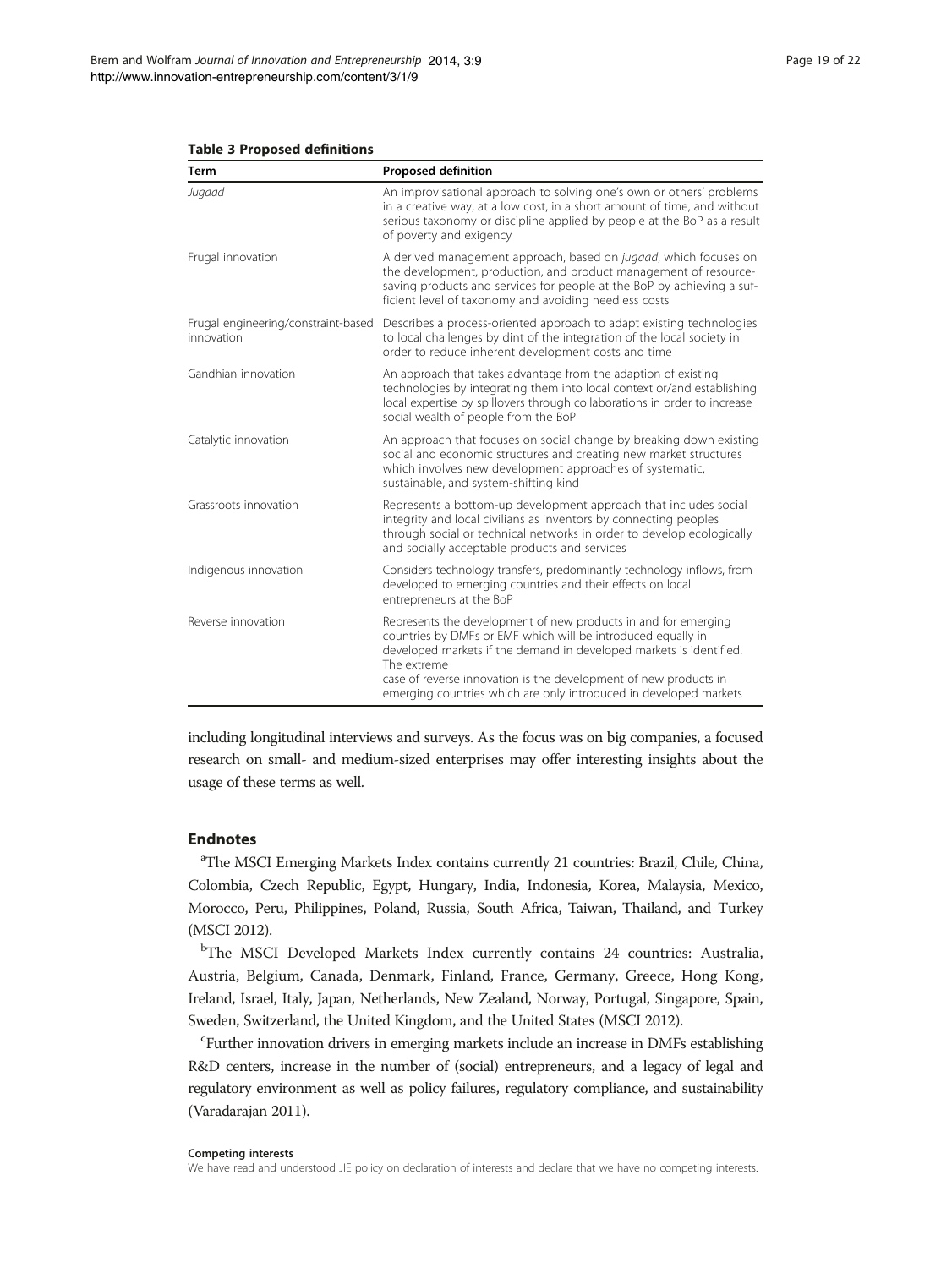**Table 3 Proposed definitions**

| Term | Proposed definition |
|---|---|
| *Jugaad* | An improvisational approach to solving one's own or others' problems in a creative way, at a low cost, in a short amount of time, and without serious taxonomy or discipline applied by people at the BoP as a result of poverty and exigency |
| Frugal innovation | A derived management approach, based on *jugaad*, which focuses on the development, production, and product management of resource-saving products and services for people at the BoP by achieving a sufficient level of taxonomy and avoiding needless costs |
| Frugal engineering/constraint-based innovation | Describes a process-oriented approach to adapt existing technologies to local challenges by dint of the integration of the local society in order to reduce inherent development costs and time |
| Gandhian innovation | An approach that takes advantage from the adaption of existing technologies by integrating them into local context or/and establishing local expertise by spillovers through collaborations in order to increase social wealth of people from the BoP |
| Catalytic innovation | An approach that focuses on social change by breaking down existing social and economic structures and creating new market structures which involves new development approaches of systematic, sustainable, and system-shifting kind |
| Grassroots innovation | Represents a bottom-up development approach that includes social integrity and local civilians as inventors by connecting peoples through social or technical networks in order to develop ecologically and socially acceptable products and services |
| Indigenous innovation | Considers technology transfers, predominantly technology inflows, from developed to emerging countries and their effects on local entrepreneurs at the BoP |
| Reverse innovation | Represents the development of new products in and for emerging countries by DMFs or EMF which will be introduced equally in developed markets if the demand in developed markets is identified. The extreme case of reverse innovation is the development of new products in emerging countries which are only introduced in developed markets |

including longitudinal interviews and surveys. As the focus was on big companies, a focused research on small- and medium-sized enterprises may offer interesting insights about the usage of these terms as well.

## Endnotes

[a]The MSCI Emerging Markets Index contains currently 21 countries: Brazil, Chile, China, Colombia, Czech Republic, Egypt, Hungary, India, Indonesia, Korea, Malaysia, Mexico, Morocco, Peru, Philippines, Poland, Russia, South Africa, Taiwan, Thailand, and Turkey (MSCI 2012).

[b]The MSCI Developed Markets Index currently contains 24 countries: Australia, Austria, Belgium, Canada, Denmark, Finland, France, Germany, Greece, Hong Kong, Ireland, Israel, Italy, Japan, Netherlands, New Zealand, Norway, Portugal, Singapore, Spain, Sweden, Switzerland, the United Kingdom, and the United States (MSCI 2012).

[c]Further innovation drivers in emerging markets include an increase in DMFs establishing R&D centers, increase in the number of (social) entrepreneurs, and a legacy of legal and regulatory environment as well as policy failures, regulatory compliance, and sustainability (Varadarajan 2011).

#### Competing interests

We have read and understood JIE policy on declaration of interests and declare that we have no competing interests.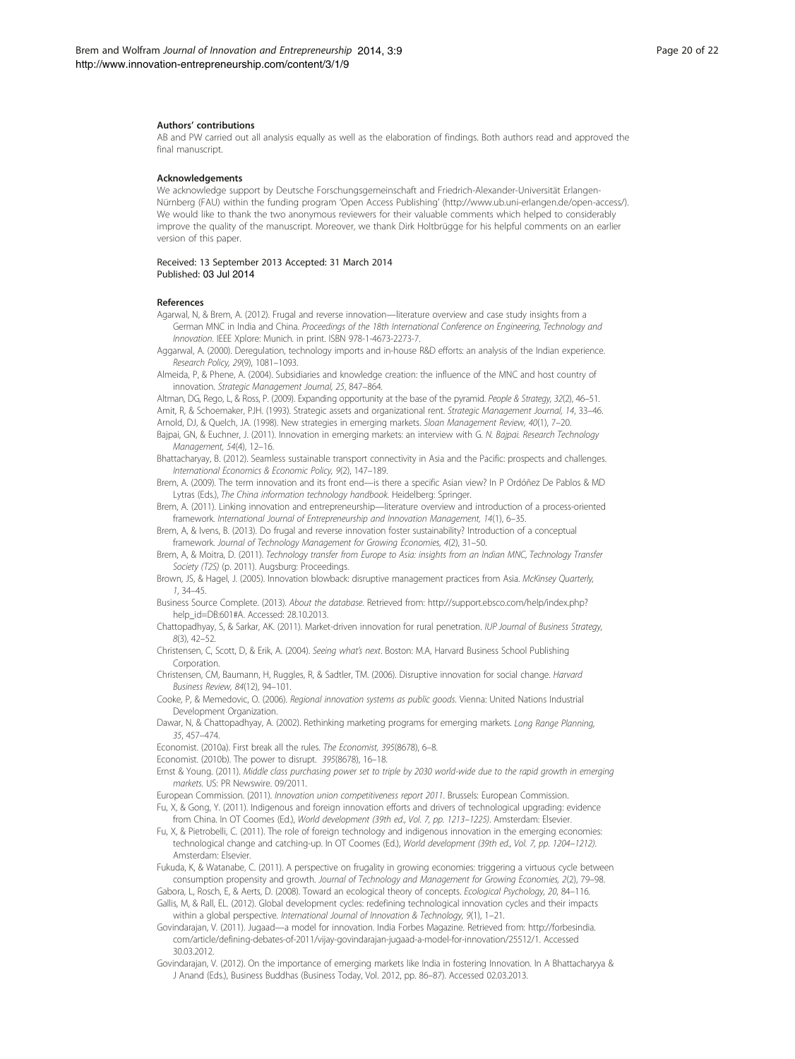#### Authors' contributions

AB and PW carried out all analysis equally as well as the elaboration of findings. Both authors read and approved the final manuscript.

#### Acknowledgements

We acknowledge support by Deutsche Forschungsgemeinschaft and Friedrich-Alexander-Universität Erlangen-Nürnberg (FAU) within the funding program 'Open Access Publishing' (http://www.ub.uni-erlangen.de/open-access/). We would like to thank the two anonymous reviewers for their valuable comments which helped to considerably improve the quality of the manuscript. Moreover, we thank Dirk Holtbrügge for his helpful comments on an earlier version of this paper.

Received: 13 September 2013 Accepted: 31 March 2014
Published: 03 Jul 2014

#### References

Agarwal, N, & Brem, A. (2012). Frugal and reverse innovation—literature overview and case study insights from a German MNC in India and China. *Proceedings of the 18th International Conference on Engineering, Technology and Innovation*. IEEE Xplore: Munich. in print. ISBN 978-1-4673-2273-7.

Aggarwal, A. (2000). Deregulation, technology imports and in-house R&D efforts: an analysis of the Indian experience. *Research Policy, 29*(9), 1081–1093.

Almeida, P, & Phene, A. (2004). Subsidiaries and knowledge creation: the influence of the MNC and host country of innovation. *Strategic Management Journal, 25*, 847–864.

Altman, DG, Rego, L, & Ross, P. (2009). Expanding opportunity at the base of the pyramid. *People & Strategy, 32*(2), 46–51.

Amit, R, & Schoemaker, PJH. (1993). Strategic assets and organizational rent. *Strategic Management Journal, 14*, 33–46.

Arnold, DJ, & Quelch, JA. (1998). New strategies in emerging markets. *Sloan Management Review, 40*(1), 7–20.

Bajpai, GN, & Euchner, J. (2011). Innovation in emerging markets: an interview with G. N. Bajpai. *Research Technology Management, 54*(4), 12–16.

Bhattacharyay, B. (2012). Seamless sustainable transport connectivity in Asia and the Pacific: prospects and challenges. *International Economics & Economic Policy, 9*(2), 147–189.

Brem, A. (2009). The term innovation and its front end—is there a specific Asian view? In P Ordóñez De Pablos & MD Lytras (Eds.), *The China information technology handbook*. Heidelberg: Springer.

Brem, A. (2011). Linking innovation and entrepreneurship—literature overview and introduction of a process-oriented framework. *International Journal of Entrepreneurship and Innovation Management, 14*(1), 6–35.

Brem, A, & Ivens, B. (2013). Do frugal and reverse innovation foster sustainability? Introduction of a conceptual framework. *Journal of Technology Management for Growing Economies, 4*(2), 31–50.

Brem, A, & Moitra, D. (2011). *Technology transfer from Europe to Asia: insights from an Indian MNC, Technology Transfer Society (T2S)* (p. 2011). Augsburg: Proceedings.

Brown, JS, & Hagel, J. (2005). Innovation blowback: disruptive management practices from Asia. *McKinsey Quarterly, 1*, 34–45.

Business Source Complete. (2013). *About the database*. Retrieved from: http://support.ebsco.com/help/index.php?help_id=DB:601#A. Accessed: 28.10.2013.

Chattopadhyay, S, & Sarkar, AK. (2011). Market-driven innovation for rural penetration. *IUP Journal of Business Strategy, 8*(3), 42–52.

Christensen, C, Scott, D, & Erik, A. (2004). *Seeing what's next*. Boston: M.A, Harvard Business School Publishing Corporation.

Christensen, CM, Baumann, H, Ruggles, R, & Sadtler, TM. (2006). Disruptive innovation for social change. *Harvard Business Review, 84*(12), 94–101.

Cooke, P, & Memedovic, O. (2006). *Regional innovation systems as public goods*. Vienna: United Nations Industrial Development Organization.

Dawar, N, & Chattopadhyay, A. (2002). Rethinking marketing programs for emerging markets. *Long Range Planning, 35*, 457–474.

Economist. (2010a). First break all the rules. *The Economist, 395*(8678), 6–8.

Economist. (2010b). The power to disrupt. *395*(8678), 16–18.

Ernst & Young. (2011). *Middle class purchasing power set to triple by 2030 world-wide due to the rapid growth in emerging markets*. US: PR Newswire. 09/2011.

European Commission. (2011). *Innovation union competitiveness report 2011*. Brussels: European Commission.

Fu, X, & Gong, Y. (2011). Indigenous and foreign innovation efforts and drivers of technological upgrading: evidence from China. In OT Coomes (Ed.), *World development (39th ed., Vol. 7, pp. 1213–1225)*. Amsterdam: Elsevier.

Fu, X, & Pietrobelli, C. (2011). The role of foreign technology and indigenous innovation in the emerging economies: technological change and catching-up. In OT Coomes (Ed.), *World development (39th ed., Vol. 7, pp. 1204–1212)*. Amsterdam: Elsevier.

Fukuda, K, & Watanabe, C. (2011). A perspective on frugality in growing economies: triggering a virtuous cycle between consumption propensity and growth. *Journal of Technology and Management for Growing Economies, 2*(2), 79–98.

Gabora, L, Rosch, E, & Aerts, D. (2008). Toward an ecological theory of concepts. *Ecological Psychology, 20*, 84–116.

Gallis, M, & Rall, EL. (2012). Global development cycles: redefining technological innovation cycles and their impacts within a global perspective. *International Journal of Innovation & Technology, 9*(1), 1–21.

Govindarajan, V. (2011). Jugaad—a model for innovation. India Forbes Magazine. Retrieved from: http://forbesindia.com/article/defining-debates-of-2011/vijay-govindarajan-jugaad-a-model-for-innovation/25512/1. Accessed 30.03.2012.

Govindarajan, V. (2012). On the importance of emerging markets like India in fostering Innovation. In A Bhattacharyya & J Anand (Eds.), Business Buddhas (Business Today, Vol. 2012, pp. 86–87). Accessed 02.03.2013.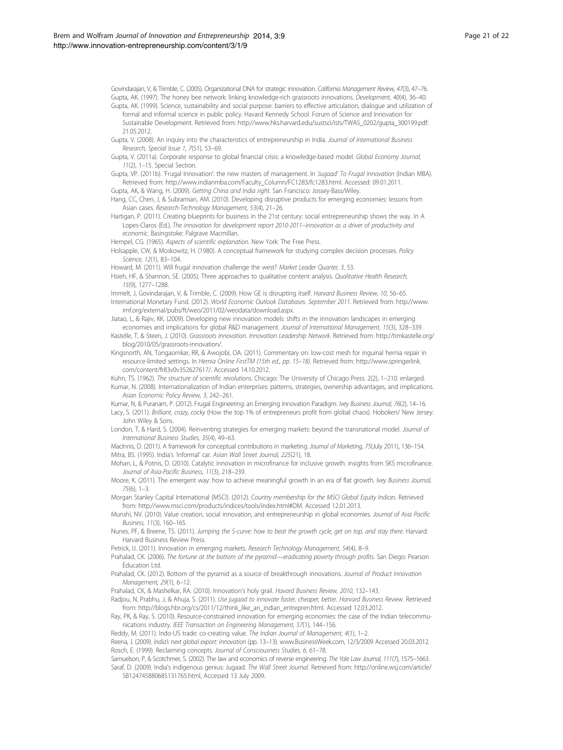Govindarajan, V, & Trimble, C. (2005). Organizational DNA for strategic innovation. *California Management Review, 47*(3), 47–76.

Gupta, AK. (1997). The honey bee network: linking knowledge-rich grassroots innovations. *Development, 40*(4), 36–40.

Gupta, AK. (1999). Science, sustainability and social purpose: barriers to effective articulation, dialogue and utilization of formal and informal science in public policy. Havard Kennedy School. Forum of Science and Innovation for Sustainable Development. Retrieved from: http://www.hks.harvard.edu/sustsci/ists/TWAS_0202/gupta_300199.pdf: 21.05.2012.

Gupta, V. (2008). An inquiry into the characteristics of entrepreneurship in India. *Journal of International Business Research, Special Issue 1, 7*(S1), 53–69.

Gupta, V. (2011a). Corporate response to global financial crisis: a knowledge-based model. *Global Economy Journal, 11*(2), 1–15. Special Section.

Gupta, VP. (2011b). 'Frugal Innovation': the new masters of management. In *'Jugaad' To Frugal Innovation* (Indian MBA). Retrieved from: http://www.indianmba.com/Faculty_Column/FC1283/fc1283.html. Accessed: 09.01.2011.

Gupta, AK, & Wang, H. (2009). *Getting China and India right*. San Francisco: Jossey-Bass/Wiley.

Hang, CC, Chen, J, & Subramian, AM. (2010). Developing disruptive products for emerging economies: lessons from Asian cases. *Research-Technology Management, 53*(4), 21–26.

Hartigan, P. (2011). Creating blueprints for business in the 21st century: social entrepreneurship shows the way. In A Lopes-Claros (Ed.), *The innovation for development report 2010-2011–innovation as a driver of productivity and economic*. Basingstoke: Palgrave Macmillan.

Hempel, CG. (1965). *Aspects of scientific explanation*. New York: The Free Press.

Holsapple, CW, & Moskowitz, H. (1980). A conceptual framework for studying complex decision processes. *Policy Science, 12*(1), 83–104.

Howard, M. (2011). Will frugal innovation challenge the west? *Market Leader Quarter, 3*, 53.

Hsieh, HF, & Shannon, SE. (2005). Three approaches to qualitative content analysis. *Qualitative Health Research, 15*(9), 1277–1288.

Immelt, J, Govindarajan, V, & Trimble, C. (2009). How GE is disrupting itself. *Harvard Business Review, 10*, 56–65.

International Monetary Fund. (2012). *World Economic Outlook Databases. September 2011*. Retrieved from: http://www.imf.org/external/pubs/ft/weo/2011/02/weodata/download.aspx.

Jiatao, L, & Rajiv, KK. (2009). Developing new innovation models: shifts in the innovation landscapes in emerging economies and implications for global R&D management. *Journal of International Management, 15*(3), 328–339.

Kastelle, T, & Steen, J. (2010). *Grassroots innovation. Innovation Leadership Network*. Retrieved from: http://timkastelle.org/blog/2010/05/grassroots-innovation/.

Kingsnorth, AN, Tongaomkar, RR, & Awojobi, OA. (2011). Commentary on: low-cost mesh for inguinal hernia repair in resource-limited settings. In *Hernia Online FirstTM (15th ed., pp. 15–18)*. Retrieved from: http://www.springerlink.com/content/fr83v0v352627617/. Accessed 14.10.2012.

Kuhn, TS. (1962). *The structure of scientific revolutions*. Chicago: The University of Chicago Press. 2(2), 1–210. enlarged.

Kumar, N. (2008). Internationalization of Indian enterprises: patterns, strategies, ownership advantages, and implications. *Asian Economic Policy Review, 3*, 242–261.

Kumar, N, & Puranam, P. (2012). Frugal Engineering: an Emerging Innovation Paradigm. *Ivey Business Journal, 76*(2), 14–16.

Lacy, S. (2011). *Brilliant, crazy, cocky* (How the top 1% of entrepreneurs profit from global chaos). Hoboken/ New Jersey: John Wiley & Sons.

London, T, & Hard, S. (2004). Reinventing strategies for emerging markets: beyond the transnational model. *Journal of International Business Studies, 35*(4), 49–63.

MacInnis, D. (2011). A framework for conceptual contributions in marketing. *Journal of Marketing, 75*(July 2011), 136–154.

Mitra, BS. (1995). India's 'informal' car. *Asian Wall Street Journal, 225*(21), 18.

Mohan, L, & Potnis, D. (2010). Catalytic innovation in microfinance for inclusive growth: insights from SKS microfinance. *Journal of Asia-Pacific Business, 11*(3), 218–239.

Moore, K. (2011). The emergent way: how to achieve meaningful growth in an era of flat growth. *Ivey Business Journal, 75*(6), 1–3.

Morgan Stanley Capital International (MSCI). (2012). *Country membership for the MSCI Global Equity Indices*. Retrieved from: http://www.msci.com/products/indices/tools/index.html#DM. Accessed 12.01.2013.

Munshi, NV. (2010). Value creation, social innovation, and entrepreneurship in global economies. *Journal of Asia Pacific Business, 11*(3), 160–165.

Nunes, PF, & Breene, TS. (2011). *Jumping the S-curve: how to beat the growth cycle, get on top, and stay there*. Harvard: Harvard Business Review Press.

Petrick, IJ. (2011). Innovation in emerging markets. *Research Technology Management, 54*(4), 8–9.

Prahalad, CK. (2006). *The fortune at the bottom of the pyramid—eradicating poverty through profits*. San Diego: Pearson Education Ltd.

Prahalad, CK. (2012). Bottom of the pyramid as a source of breakthrough innovations. *Journal of Product Innovation Management, 29*(1), 6–12.

Prahalad, CK, & Mashelkar, RA. (2010). Innovation's holy grail. *Havard Business Review, 2010*, 132–143.

Radjou, N, Prabhu, J, & Ahuja, S. (2011). *Use jugaad to innovate faster, cheaper, better. Harvard Business Review*. Retrieved from: http://blogs.hbr.org/cs/2011/12/think_like_an_indian_entrepren.html. Accessed 12.03.2012.

Ray, PK, & Ray, S. (2010). Resource-constrained innovation for emerging economies: the case of the Indian telecommunications industry. *IEEE Transaction on Engineering Management, 57*(1), 144–156.

Reddy, M. (2011). Indo-US trade: co-creating value. *The Indian Journal of Management, 4*(1), 1–2.

Reena, J. (2009). *India's next global export: innovation* (pp. 13–13). www.BusinessWeek.com, 12/3/2009 Accessed 20.03.2012.

Rosch, E. (1999). Reclaiming concepts. *Journal of Consciousness Studies, 6*, 61–78.

Samuelson, P, & Scotchmer, S. (2002). The law and economics of reverse engineering. *The Yale Law Journal, 111*(7), 1575–1663.

Saraf, D. (2009). India's indigenous genius: Jugaad. *The Wall Street Journal*. Retrieved from: http://online.wsj.com/article/SB124745880685131765.html, Accessed 13 July 2009.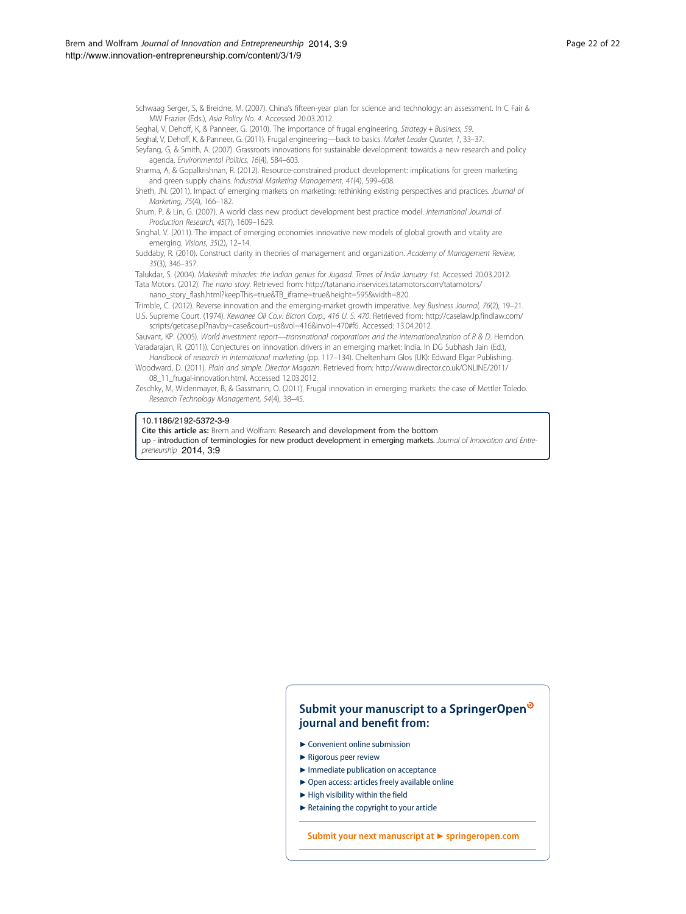Schwaag Serger, S, & Breidne, M. (2007). China's fifteen-year plan for science and technology: an assessment. In C Fair & MW Frazier (Eds.), *Asia Policy No. 4*. Accessed 20.03.2012.

Seghal, V, Dehoff, K, & Panneer, G. (2010). The importance of frugal engineering. *Strategy + Business, 59*.

Seghal, V, Dehoff, K, & Panneer, G. (2011). Frugal engineering—back to basics. *Market Leader Quarter, 1*, 33–37.

Seyfang, G, & Smith, A. (2007). Grassroots innovations for sustainable development: towards a new research and policy agenda. *Environmental Politics, 16*(4), 584–603.

Sharma, A, & Gopalkrishnan, R. (2012). Resource-constrained product development: implications for green marketing and green supply chains. *Industrial Marketing Management, 41*(4), 599–608.

Sheth, JN. (2011). Impact of emerging markets on marketing: rethinking existing perspectives and practices. *Journal of Marketing, 75*(4), 166–182.

Shum, P, & Lin, G. (2007). A world class new product development best practice model. *International Journal of Production Research, 45*(7), 1609–1629.

Singhal, V. (2011). The impact of emerging economies innovative new models of global growth and vitality are emerging. *Visions, 35*(2), 12–14.

Suddaby, R. (2010). Construct clarity in theories of management and organization. *Academy of Management Review, 35*(3), 346–357.

Talukdar, S. (2004). *Makeshift miracles: the Indian genius for Jugaad. Times of India January 1st*. Accessed 20.03.2012.

Tata Motors. (2012). *The nano story*. Retrieved from: http://tatanano.inservices.tatamotors.com/tatamotors/nano_story_flash.html?keepThis=true&TB_iframe=true&height=595&width=820.

Trimble, C. (2012). Reverse innovation and the emerging-market growth imperative. *Ivey Business Journal, 76*(2), 19–21.

U.S. Supreme Court. (1974). *Kewanee Oil Co.v. Bicron Corp., 416 U. S. 470*. Retrieved from: http://caselaw.lp.findlaw.com/scripts/getcase.pl?navby=case&court=us&vol=416&invol=470#f6. Accessed: 13.04.2012.

Sauvant, KP. (2005). *World investment report—transnational corporations and the internationalization of R & D*. Herndon.

Varadarajan, R. (2011)). Conjectures on innovation drivers in an emerging market: India. In DG Subhash Jain (Ed.), *Handbook of research in international marketing* (pp. 117–134). Cheltenham Glos (UK): Edward Elgar Publishing.

Woodward, D. (2011). *Plain and simple. Director Magazin*. Retrieved from: http://www.director.co.uk/ONLINE/2011/08_11_frugal-innovation.html. Accessed 12.03.2012.

Zeschky, M, Widenmayer, B, & Gassmann, O. (2011). Frugal innovation in emerging markets: the case of Mettler Toledo. *Research Technology Management, 54*(4), 38–45.

10.1186/2192-5372-3-9

**Cite this article as:** Brem and Wolfram: Research and development from the bottom up - introduction of terminologies for new product development in emerging markets. *Journal of Innovation and Entrepreneurship* 2014, 3:9

**Submit your manuscript to a SpringerOpen journal and benefit from:**

- ► Convenient online submission
- ► Rigorous peer review
- ► Immediate publication on acceptance
- ► Open access: articles freely available online
- ► High visibility within the field
- ► Retaining the copyright to your article

**Submit your next manuscript at ► springeropen.com**